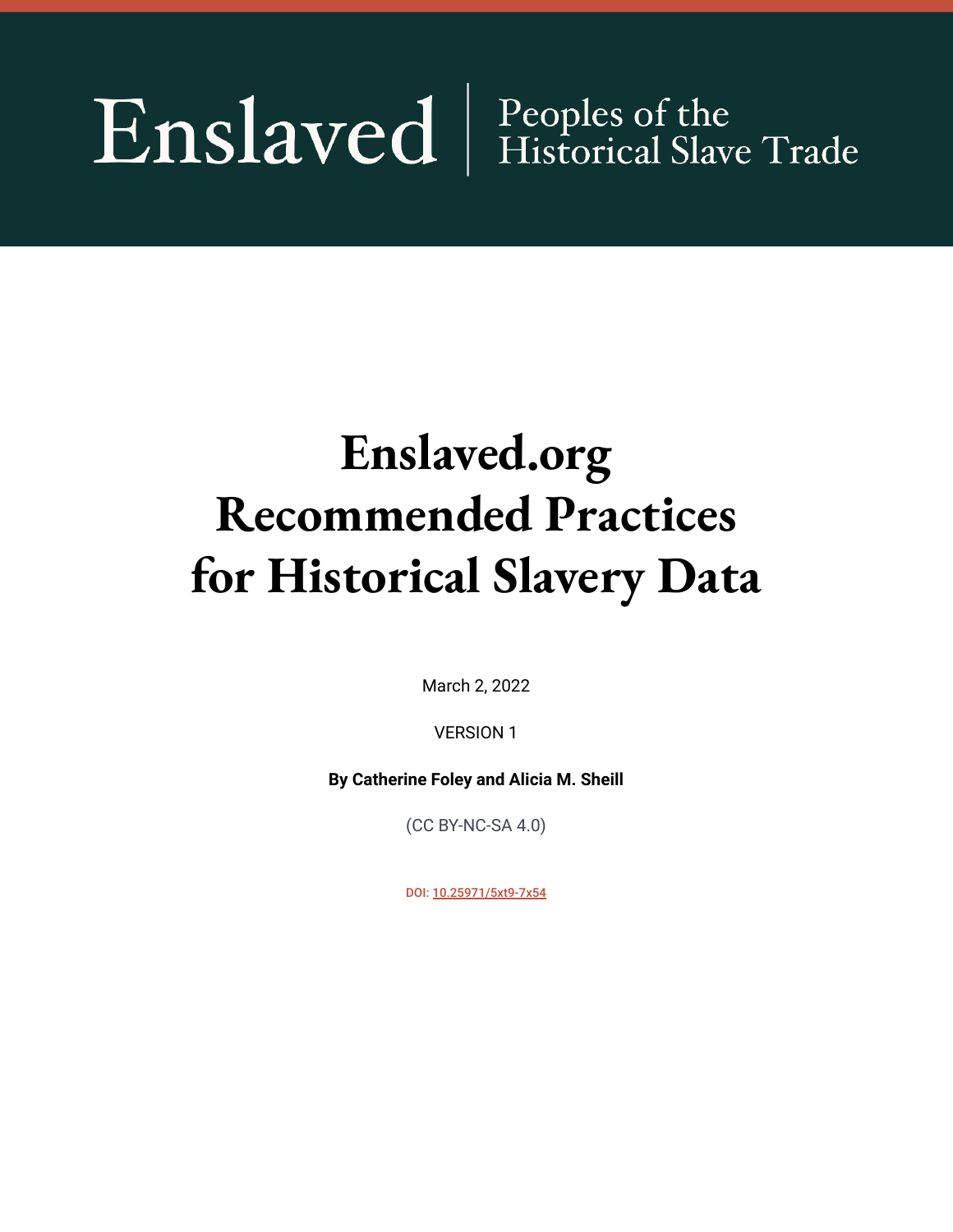Enslaved | Peoples of the Historical Slave Trade

# Enslaved.org Recommended Practices for Historical Slavery Data

March 2, 2022

VERSION 1

**By Catherine Foley and Alicia M. Sheill**

(CC BY-NC-SA 4.0)

DOI: 10.25971/5xt9-7x54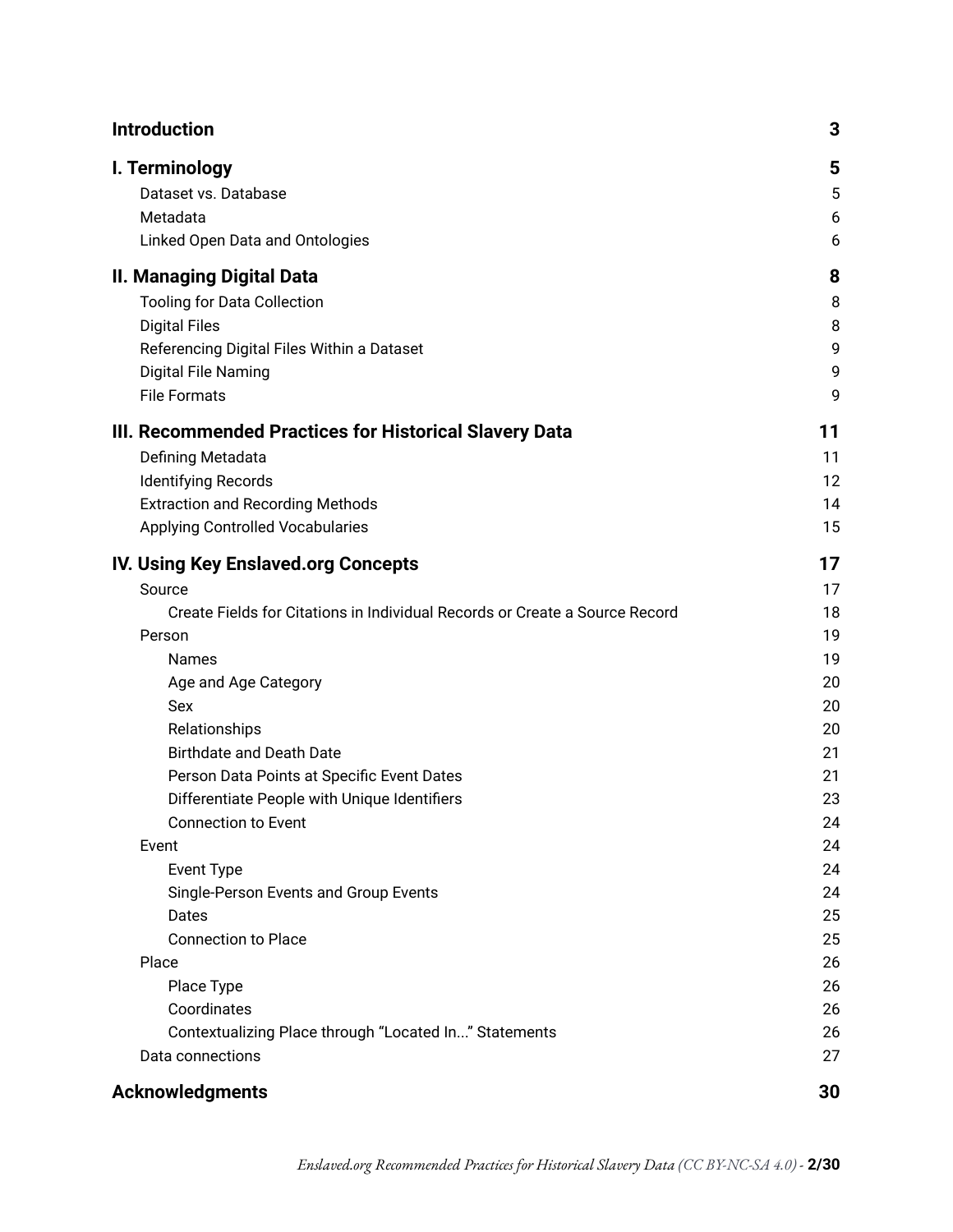| | |
|---|---|
| **Introduction** | **3** |
| **I. Terminology** | **5** |
| Dataset vs. Database | 5 |
| Metadata | 6 |
| Linked Open Data and Ontologies | 6 |
| **II. Managing Digital Data** | **8** |
| Tooling for Data Collection | 8 |
| Digital Files | 8 |
| Referencing Digital Files Within a Dataset | 9 |
| Digital File Naming | 9 |
| File Formats | 9 |
| **III. Recommended Practices for Historical Slavery Data** | **11** |
| Defining Metadata | 11 |
| Identifying Records | 12 |
| Extraction and Recording Methods | 14 |
| Applying Controlled Vocabularies | 15 |
| **IV. Using Key Enslaved.org Concepts** | **17** |
| Source | 17 |
| Create Fields for Citations in Individual Records or Create a Source Record | 18 |
| Person | 19 |
| Names | 19 |
| Age and Age Category | 20 |
| Sex | 20 |
| Relationships | 20 |
| Birthdate and Death Date | 21 |
| Person Data Points at Specific Event Dates | 21 |
| Differentiate People with Unique Identifiers | 23 |
| Connection to Event | 24 |
| Event | 24 |
| Event Type | 24 |
| Single-Person Events and Group Events | 24 |
| Dates | 25 |
| Connection to Place | 25 |
| Place | 26 |
| Place Type | 26 |
| Coordinates | 26 |
| Contextualizing Place through "Located In..." Statements | 26 |
| Data connections | 27 |
| **Acknowledgments** | **30** |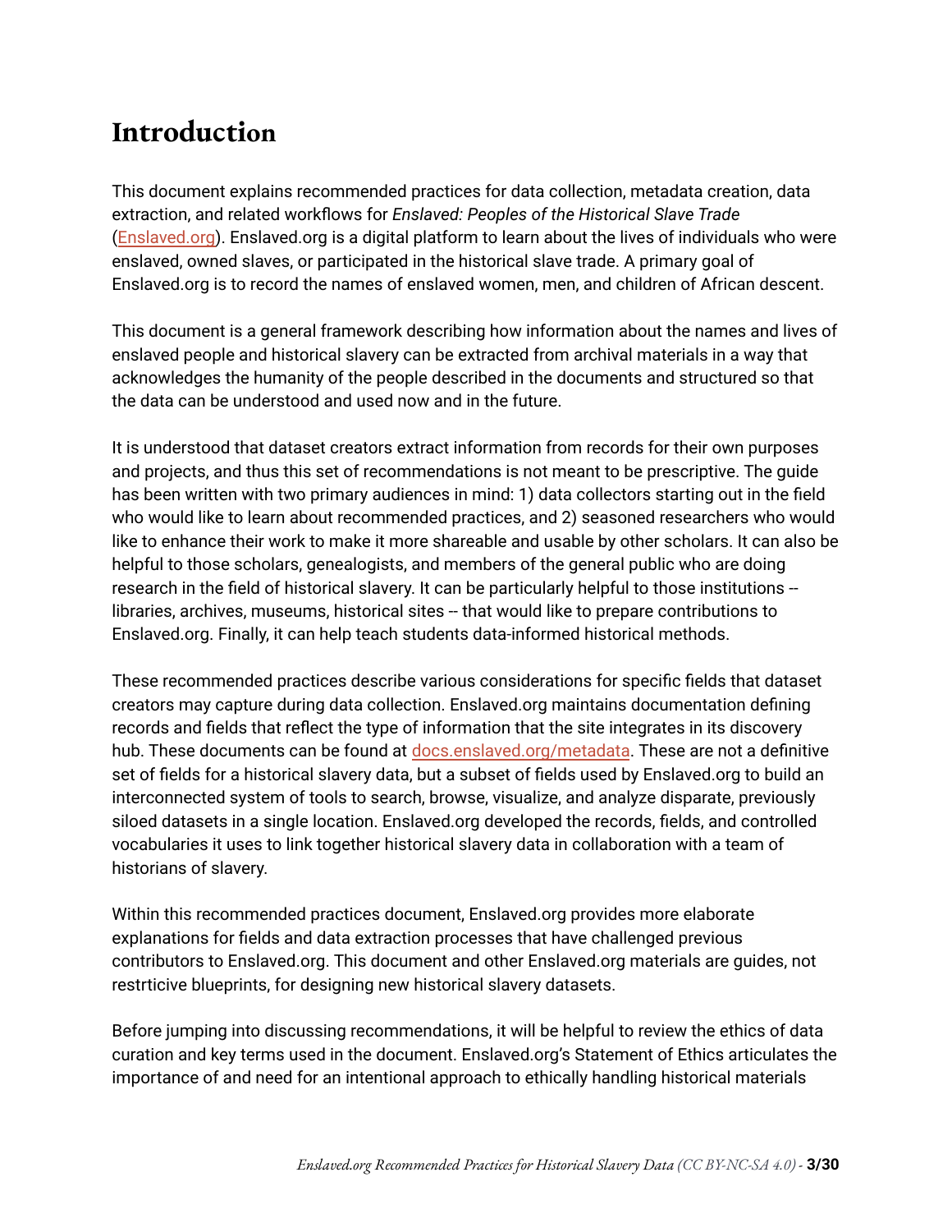# Introduction

This document explains recommended practices for data collection, metadata creation, data extraction, and related workflows for *Enslaved: Peoples of the Historical Slave Trade* (Enslaved.org). Enslaved.org is a digital platform to learn about the lives of individuals who were enslaved, owned slaves, or participated in the historical slave trade. A primary goal of Enslaved.org is to record the names of enslaved women, men, and children of African descent.

This document is a general framework describing how information about the names and lives of enslaved people and historical slavery can be extracted from archival materials in a way that acknowledges the humanity of the people described in the documents and structured so that the data can be understood and used now and in the future.

It is understood that dataset creators extract information from records for their own purposes and projects, and thus this set of recommendations is not meant to be prescriptive. The guide has been written with two primary audiences in mind: 1) data collectors starting out in the field who would like to learn about recommended practices, and 2) seasoned researchers who would like to enhance their work to make it more shareable and usable by other scholars. It can also be helpful to those scholars, genealogists, and members of the general public who are doing research in the field of historical slavery. It can be particularly helpful to those institutions -- libraries, archives, museums, historical sites -- that would like to prepare contributions to Enslaved.org. Finally, it can help teach students data-informed historical methods.

These recommended practices describe various considerations for specific fields that dataset creators may capture during data collection. Enslaved.org maintains documentation defining records and fields that reflect the type of information that the site integrates in its discovery hub. These documents can be found at docs.enslaved.org/metadata. These are not a definitive set of fields for a historical slavery data, but a subset of fields used by Enslaved.org to build an interconnected system of tools to search, browse, visualize, and analyze disparate, previously siloed datasets in a single location. Enslaved.org developed the records, fields, and controlled vocabularies it uses to link together historical slavery data in collaboration with a team of historians of slavery.

Within this recommended practices document, Enslaved.org provides more elaborate explanations for fields and data extraction processes that have challenged previous contributors to Enslaved.org. This document and other Enslaved.org materials are guides, not restrticive blueprints, for designing new historical slavery datasets.

Before jumping into discussing recommendations, it will be helpful to review the ethics of data curation and key terms used in the document. Enslaved.org's Statement of Ethics articulates the importance of and need for an intentional approach to ethically handling historical materials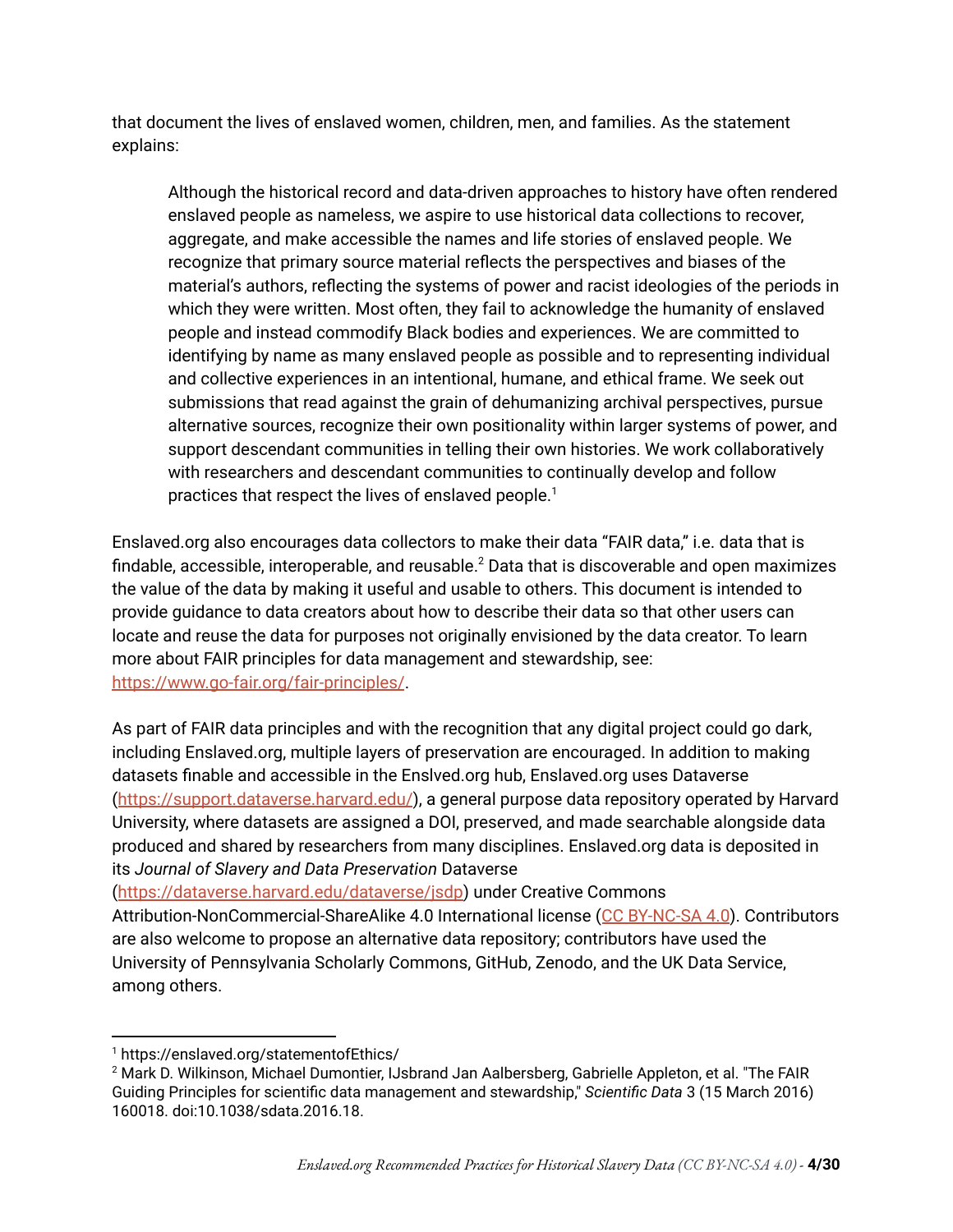that document the lives of enslaved women, children, men, and families. As the statement explains:

> Although the historical record and data-driven approaches to history have often rendered enslaved people as nameless, we aspire to use historical data collections to recover, aggregate, and make accessible the names and life stories of enslaved people. We recognize that primary source material reflects the perspectives and biases of the material's authors, reflecting the systems of power and racist ideologies of the periods in which they were written. Most often, they fail to acknowledge the humanity of enslaved people and instead commodify Black bodies and experiences. We are committed to identifying by name as many enslaved people as possible and to representing individual and collective experiences in an intentional, humane, and ethical frame. We seek out submissions that read against the grain of dehumanizing archival perspectives, pursue alternative sources, recognize their own positionality within larger systems of power, and support descendant communities in telling their own histories. We work collaboratively with researchers and descendant communities to continually develop and follow practices that respect the lives of enslaved people.[1]

Enslaved.org also encourages data collectors to make their data "FAIR data," i.e. data that is findable, accessible, interoperable, and reusable.[2] Data that is discoverable and open maximizes the value of the data by making it useful and usable to others. This document is intended to provide guidance to data creators about how to describe their data so that other users can locate and reuse the data for purposes not originally envisioned by the data creator. To learn more about FAIR principles for data management and stewardship, see: [https://www.go-fair.org/fair-principles/](https://www.go-fair.org/fair-principles/).

As part of FAIR data principles and with the recognition that any digital project could go dark, including Enslaved.org, multiple layers of preservation are encouraged. In addition to making datasets finable and accessible in the Enslved.org hub, Enslaved.org uses Dataverse ([https://support.dataverse.harvard.edu/](https://support.dataverse.harvard.edu/)), a general purpose data repository operated by Harvard University, where datasets are assigned a DOI, preserved, and made searchable alongside data produced and shared by researchers from many disciplines. Enslaved.org data is deposited in its *Journal of Slavery and Data Preservation* Dataverse ([https://dataverse.harvard.edu/dataverse/jsdp](https://dataverse.harvard.edu/dataverse/jsdp)) under Creative Commons Attribution-NonCommercial-ShareAlike 4.0 International license (CC BY-NC-SA 4.0). Contributors are also welcome to propose an alternative data repository; contributors have used the University of Pennsylvania Scholarly Commons, GitHub, Zenodo, and the UK Data Service, among others.

---

[1] https://enslaved.org/statementofEthics/

[2] Mark D. Wilkinson, Michael Dumontier, IJsbrand Jan Aalbersberg, Gabrielle Appleton, et al. "The FAIR Guiding Principles for scientific data management and stewardship," *Scientific Data* 3 (15 March 2016) 160018. doi:10.1038/sdata.2016.18.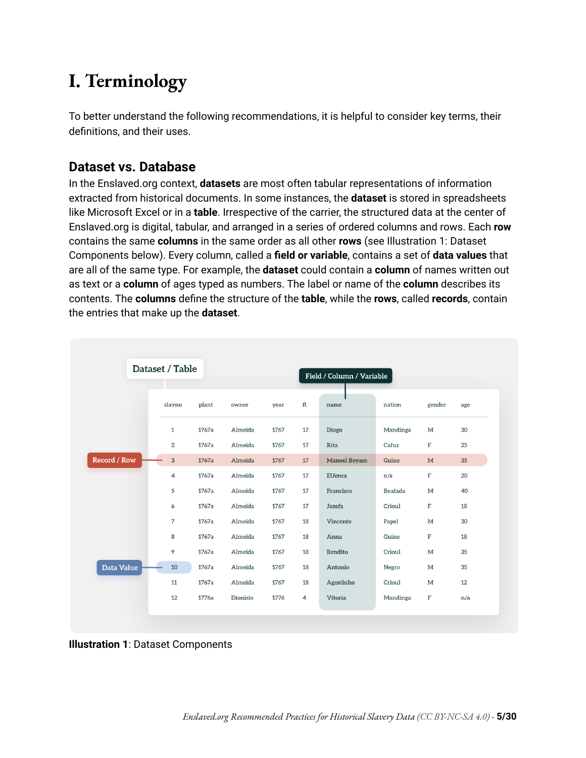# I. Terminology

To better understand the following recommendations, it is helpful to consider key terms, their definitions, and their uses.

## Dataset vs. Database

In the Enslaved.org context, **datasets** are most often tabular representations of information extracted from historical documents. In some instances, the **dataset** is stored in spreadsheets like Microsoft Excel or in a **table**. Irrespective of the carrier, the structured data at the center of Enslaved.org is digital, tabular, and arranged in a series of ordered columns and rows. Each **row** contains the same **columns** in the same order as all other **rows** (see Illustration 1: Dataset Components below). Every column, called a **field or variable**, contains a set of **data values** that are all of the same type. For example, the **dataset** could contain a **column** of names written out as text or a **column** of ages typed as numbers. The label or name of the **column** describes its contents. The **columns** define the structure of the **table**, while the **rows**, called **records**, contain the entries that make up the **dataset**.

Dataset / Table

Field / Column / Variable

| slavno | plant | owner | year | fl | name | nation | gender | age |
|---|---|---|---|---|---|---|---|---|
| 1 | 1767a | Almeida | 1767 | 17 | Diogo | Mandinga | M | 30 |
| 2 | 1767a | Almeida | 1767 | 17 | Rita | Cafuz | F | 25 |
| 3 | 1767a | Almeida | 1767 | 17 | Manoel Beyam | Guine | M | 35 |
| 4 | 1767a | Almeida | 1767 | 17 | EUenca | n/a | F | 20 |
| 5 | 1767a | Almeida | 1767 | 17 | Francisco | Beafada | M | 40 |
| 6 | 1767a | Almeida | 1767 | 17 | Jozefa | Crioul | F | 18 |
| 7 | 1767a | Almeida | 1767 | 18 | Vincente | Papel | M | 30 |
| 8 | 1767a | Almeida | 1767 | 18 | Anna | Guine | F | 18 |
| 9 | 1767a | Almeida | 1767 | 18 | Bendito | Crioul | M | 35 |
| 10 | 1767a | Almeida | 1767 | 18 | Antonio | Negro | M | 35 |
| 11 | 1767a | Almeida | 1767 | 18 | Agostinho | Crioul | M | 12 |
| 12 | 1776a | Dionisio | 1776 | 4 | Vitoria | Mandinga | F | n/a |

Record / Row

Data Value

**Illustration 1**: Dataset Components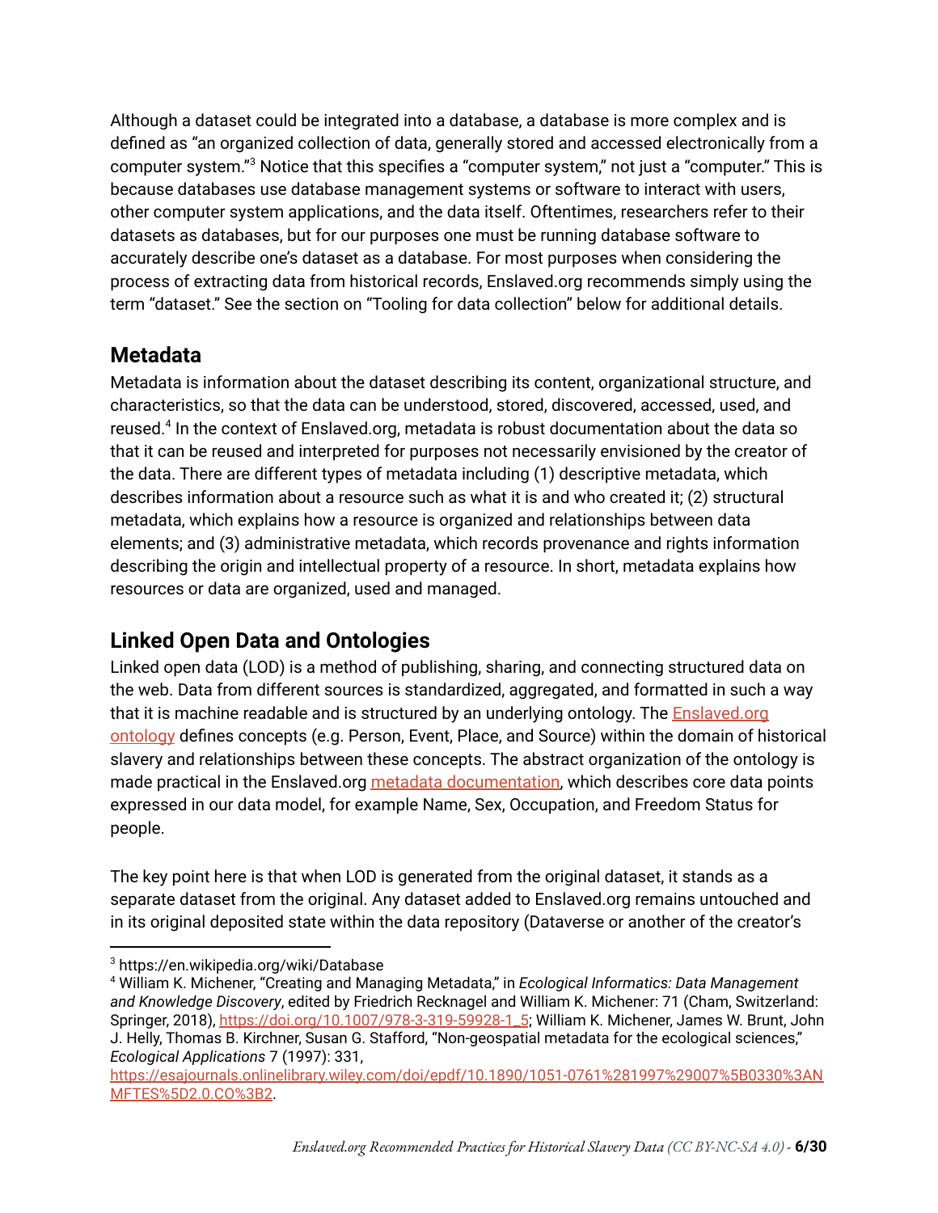Although a dataset could be integrated into a database, a database is more complex and is defined as "an organized collection of data, generally stored and accessed electronically from a computer system."[3] Notice that this specifies a "computer system," not just a "computer." This is because databases use database management systems or software to interact with users, other computer system applications, and the data itself. Oftentimes, researchers refer to their datasets as databases, but for our purposes one must be running database software to accurately describe one's dataset as a database. For most purposes when considering the process of extracting data from historical records, Enslaved.org recommends simply using the term "dataset." See the section on "Tooling for data collection" below for additional details.

## Metadata

Metadata is information about the dataset describing its content, organizational structure, and characteristics, so that the data can be understood, stored, discovered, accessed, used, and reused.[4] In the context of Enslaved.org, metadata is robust documentation about the data so that it can be reused and interpreted for purposes not necessarily envisioned by the creator of the data. There are different types of metadata including (1) descriptive metadata, which describes information about a resource such as what it is and who created it; (2) structural metadata, which explains how a resource is organized and relationships between data elements; and (3) administrative metadata, which records provenance and rights information describing the origin and intellectual property of a resource. In short, metadata explains how resources or data are organized, used and managed.

## Linked Open Data and Ontologies

Linked open data (LOD) is a method of publishing, sharing, and connecting structured data on the web. Data from different sources is standardized, aggregated, and formatted in such a way that it is machine readable and is structured by an underlying ontology. The Enslaved.org ontology defines concepts (e.g. Person, Event, Place, and Source) within the domain of historical slavery and relationships between these concepts. The abstract organization of the ontology is made practical in the Enslaved.org metadata documentation, which describes core data points expressed in our data model, for example Name, Sex, Occupation, and Freedom Status for people.

The key point here is that when LOD is generated from the original dataset, it stands as a separate dataset from the original. Any dataset added to Enslaved.org remains untouched and in its original deposited state within the data repository (Dataverse or another of the creator's

---

[3] https://en.wikipedia.org/wiki/Database

[4] William K. Michener, "Creating and Managing Metadata," in *Ecological Informatics: Data Management and Knowledge Discovery*, edited by Friedrich Recknagel and William K. Michener: 71 (Cham, Switzerland: Springer, 2018), https://doi.org/10.1007/978-3-319-59928-1_5; William K. Michener, James W. Brunt, John J. Helly, Thomas B. Kirchner, Susan G. Stafford, "Non-geospatial metadata for the ecological sciences," *Ecological Applications* 7 (1997): 331, https://esajournals.onlinelibrary.wiley.com/doi/epdf/10.1890/1051-0761%281997%29007%5B0330%3ANMFTES%5D2.0.CO%3B2.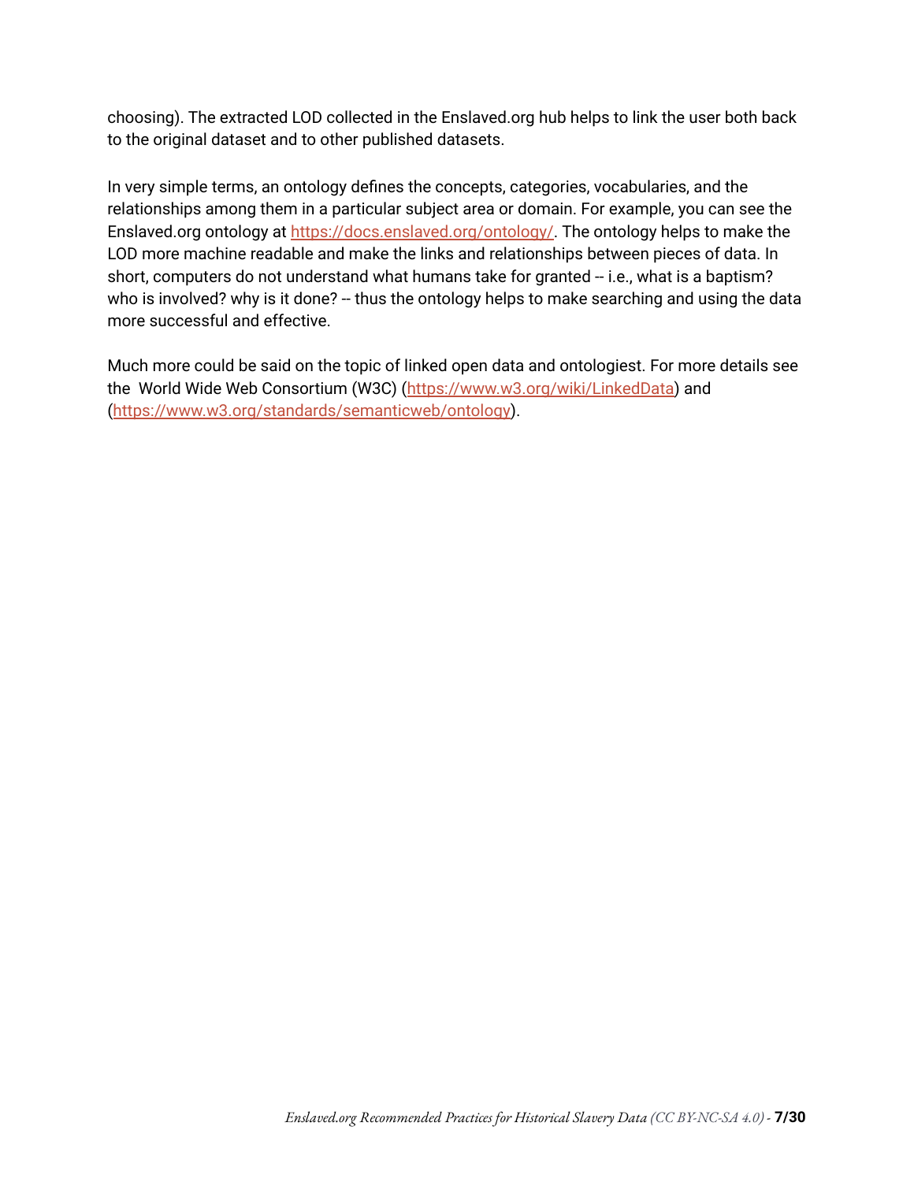choosing). The extracted LOD collected in the Enslaved.org hub helps to link the user both back to the original dataset and to other published datasets.

In very simple terms, an ontology defines the concepts, categories, vocabularies, and the relationships among them in a particular subject area or domain. For example, you can see the Enslaved.org ontology at https://docs.enslaved.org/ontology/. The ontology helps to make the LOD more machine readable and make the links and relationships between pieces of data. In short, computers do not understand what humans take for granted -- i.e., what is a baptism? who is involved? why is it done? -- thus the ontology helps to make searching and using the data more successful and effective.

Much more could be said on the topic of linked open data and ontologiest. For more details see the World Wide Web Consortium (W3C) (https://www.w3.org/wiki/LinkedData) and (https://www.w3.org/standards/semanticweb/ontology).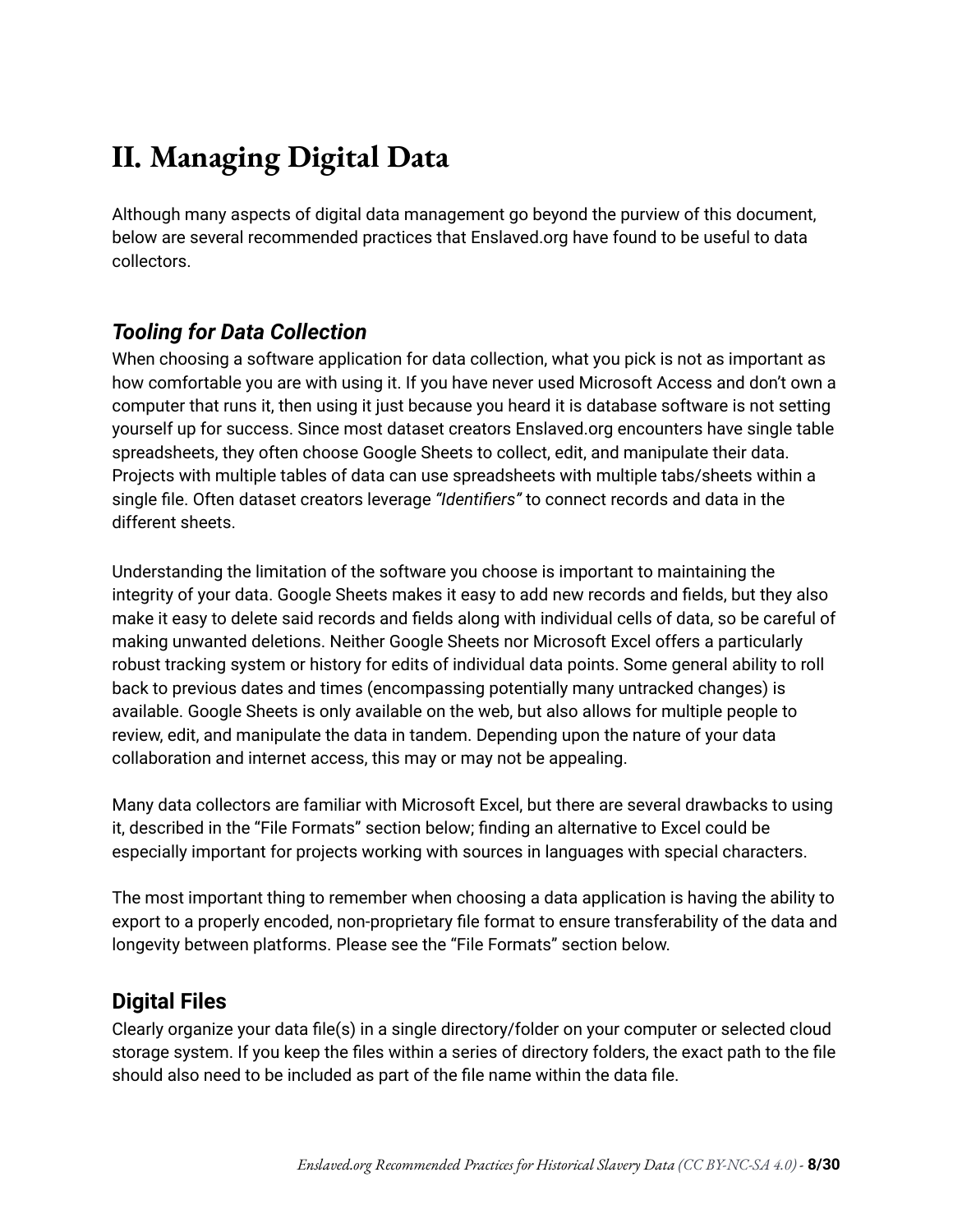# II. Managing Digital Data

Although many aspects of digital data management go beyond the purview of this document, below are several recommended practices that Enslaved.org have found to be useful to data collectors.

### *Tooling for Data Collection*

When choosing a software application for data collection, what you pick is not as important as how comfortable you are with using it. If you have never used Microsoft Access and don't own a computer that runs it, then using it just because you heard it is database software is not setting yourself up for success. Since most dataset creators Enslaved.org encounters have single table spreadsheets, they often choose Google Sheets to collect, edit, and manipulate their data. Projects with multiple tables of data can use spreadsheets with multiple tabs/sheets within a single file. Often dataset creators leverage *"Identifiers"* to connect records and data in the different sheets.

Understanding the limitation of the software you choose is important to maintaining the integrity of your data. Google Sheets makes it easy to add new records and fields, but they also make it easy to delete said records and fields along with individual cells of data, so be careful of making unwanted deletions. Neither Google Sheets nor Microsoft Excel offers a particularly robust tracking system or history for edits of individual data points. Some general ability to roll back to previous dates and times (encompassing potentially many untracked changes) is available. Google Sheets is only available on the web, but also allows for multiple people to review, edit, and manipulate the data in tandem. Depending upon the nature of your data collaboration and internet access, this may or may not be appealing.

Many data collectors are familiar with Microsoft Excel, but there are several drawbacks to using it, described in the "File Formats" section below; finding an alternative to Excel could be especially important for projects working with sources in languages with special characters.

The most important thing to remember when choosing a data application is having the ability to export to a properly encoded, non-proprietary file format to ensure transferability of the data and longevity between platforms. Please see the "File Formats" section below.

### Digital Files

Clearly organize your data file(s) in a single directory/folder on your computer or selected cloud storage system. If you keep the files within a series of directory folders, the exact path to the file should also need to be included as part of the file name within the data file.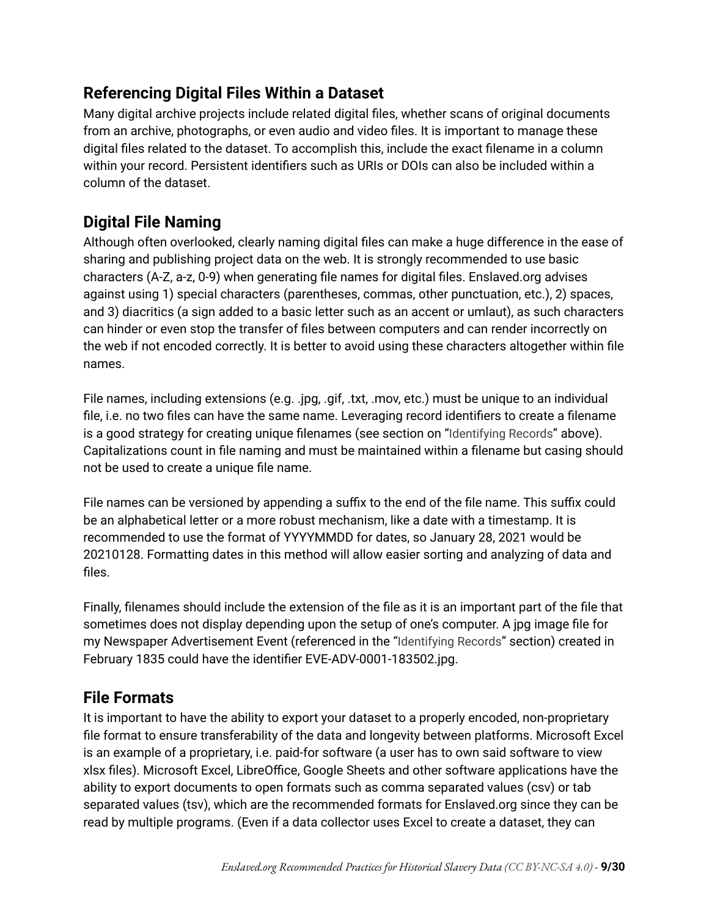## Referencing Digital Files Within a Dataset

Many digital archive projects include related digital files, whether scans of original documents from an archive, photographs, or even audio and video files. It is important to manage these digital files related to the dataset. To accomplish this, include the exact filename in a column within your record. Persistent identifiers such as URIs or DOIs can also be included within a column of the dataset.

## Digital File Naming

Although often overlooked, clearly naming digital files can make a huge difference in the ease of sharing and publishing project data on the web. It is strongly recommended to use basic characters (A-Z, a-z, 0-9) when generating file names for digital files. Enslaved.org advises against using 1) special characters (parentheses, commas, other punctuation, etc.), 2) spaces, and 3) diacritics (a sign added to a basic letter such as an accent or umlaut), as such characters can hinder or even stop the transfer of files between computers and can render incorrectly on the web if not encoded correctly. It is better to avoid using these characters altogether within file names.

File names, including extensions (e.g. .jpg, .gif, .txt, .mov, etc.) must be unique to an individual file, i.e. no two files can have the same name. Leveraging record identifiers to create a filename is a good strategy for creating unique filenames (see section on "Identifying Records" above). Capitalizations count in file naming and must be maintained within a filename but casing should not be used to create a unique file name.

File names can be versioned by appending a suffix to the end of the file name. This suffix could be an alphabetical letter or a more robust mechanism, like a date with a timestamp. It is recommended to use the format of YYYYMMDD for dates, so January 28, 2021 would be 20210128. Formatting dates in this method will allow easier sorting and analyzing of data and files.

Finally, filenames should include the extension of the file as it is an important part of the file that sometimes does not display depending upon the setup of one's computer. A jpg image file for my Newspaper Advertisement Event (referenced in the "Identifying Records" section) created in February 1835 could have the identifier EVE-ADV-0001-183502.jpg.

## File Formats

It is important to have the ability to export your dataset to a properly encoded, non-proprietary file format to ensure transferability of the data and longevity between platforms. Microsoft Excel is an example of a proprietary, i.e. paid-for software (a user has to own said software to view xlsx files). Microsoft Excel, LibreOffice, Google Sheets and other software applications have the ability to export documents to open formats such as comma separated values (csv) or tab separated values (tsv), which are the recommended formats for Enslaved.org since they can be read by multiple programs. (Even if a data collector uses Excel to create a dataset, they can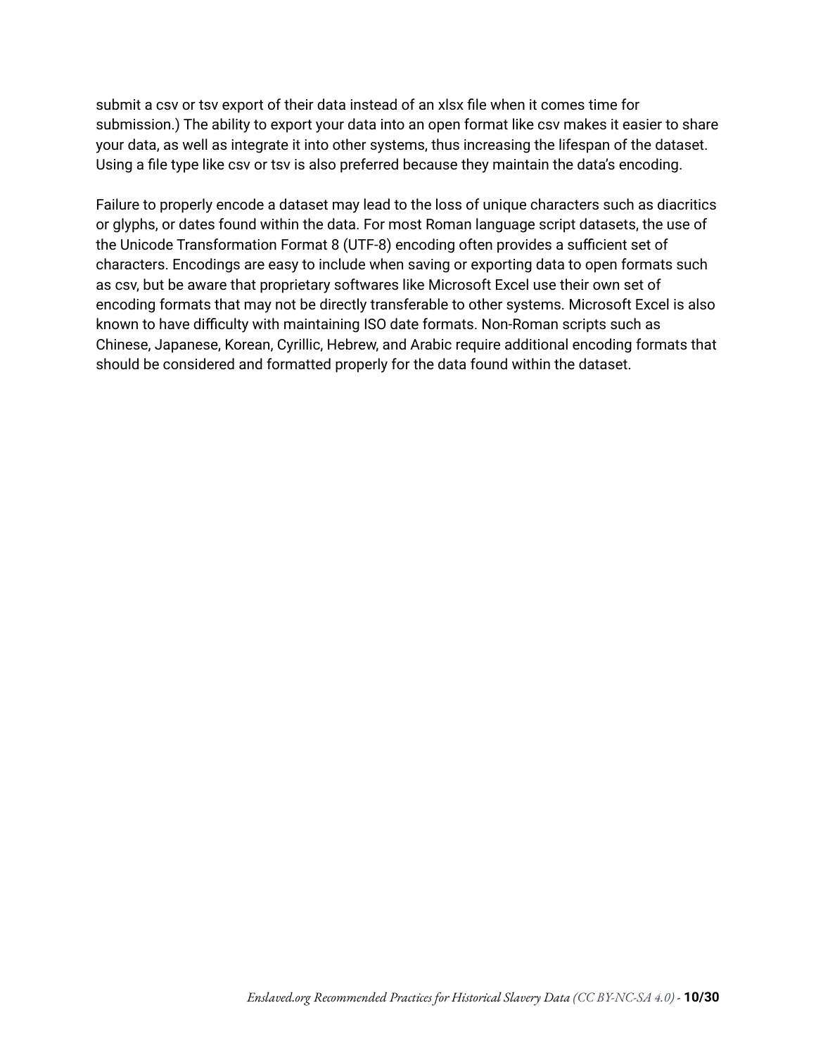submit a csv or tsv export of their data instead of an xlsx file when it comes time for submission.) The ability to export your data into an open format like csv makes it easier to share your data, as well as integrate it into other systems, thus increasing the lifespan of the dataset. Using a file type like csv or tsv is also preferred because they maintain the data's encoding.

Failure to properly encode a dataset may lead to the loss of unique characters such as diacritics or glyphs, or dates found within the data. For most Roman language script datasets, the use of the Unicode Transformation Format 8 (UTF-8) encoding often provides a sufficient set of characters. Encodings are easy to include when saving or exporting data to open formats such as csv, but be aware that proprietary softwares like Microsoft Excel use their own set of encoding formats that may not be directly transferable to other systems. Microsoft Excel is also known to have difficulty with maintaining ISO date formats. Non-Roman scripts such as Chinese, Japanese, Korean, Cyrillic, Hebrew, and Arabic require additional encoding formats that should be considered and formatted properly for the data found within the dataset.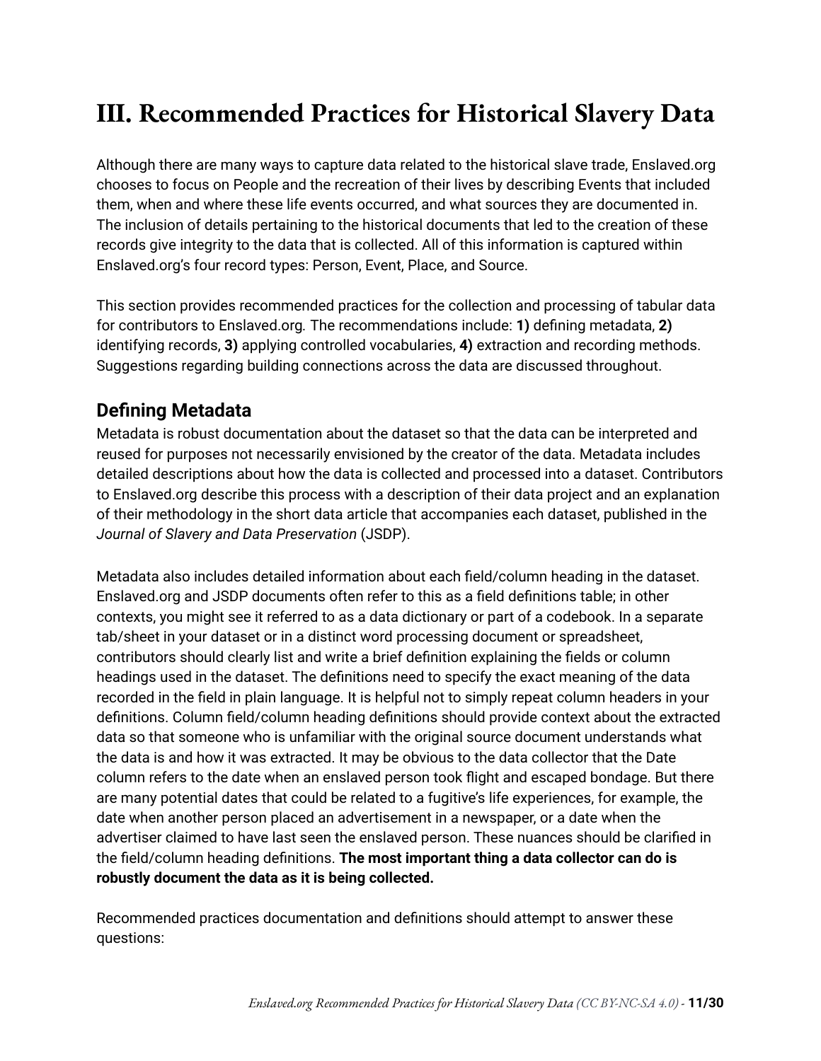# III. Recommended Practices for Historical Slavery Data

Although there are many ways to capture data related to the historical slave trade, Enslaved.org chooses to focus on People and the recreation of their lives by describing Events that included them, when and where these life events occurred, and what sources they are documented in. The inclusion of details pertaining to the historical documents that led to the creation of these records give integrity to the data that is collected. All of this information is captured within Enslaved.org's four record types: Person, Event, Place, and Source.

This section provides recommended practices for the collection and processing of tabular data for contributors to Enslaved.org*.* The recommendations include: **1)** defining metadata, **2)** identifying records, **3)** applying controlled vocabularies, **4)** extraction and recording methods. Suggestions regarding building connections across the data are discussed throughout.

## Defining Metadata

Metadata is robust documentation about the dataset so that the data can be interpreted and reused for purposes not necessarily envisioned by the creator of the data. Metadata includes detailed descriptions about how the data is collected and processed into a dataset. Contributors to Enslaved.org describe this process with a description of their data project and an explanation of their methodology in the short data article that accompanies each dataset, published in the *Journal of Slavery and Data Preservation* (JSDP).

Metadata also includes detailed information about each field/column heading in the dataset. Enslaved.org and JSDP documents often refer to this as a field definitions table; in other contexts, you might see it referred to as a data dictionary or part of a codebook. In a separate tab/sheet in your dataset or in a distinct word processing document or spreadsheet, contributors should clearly list and write a brief definition explaining the fields or column headings used in the dataset. The definitions need to specify the exact meaning of the data recorded in the field in plain language. It is helpful not to simply repeat column headers in your definitions. Column field/column heading definitions should provide context about the extracted data so that someone who is unfamiliar with the original source document understands what the data is and how it was extracted. It may be obvious to the data collector that the Date column refers to the date when an enslaved person took flight and escaped bondage. But there are many potential dates that could be related to a fugitive's life experiences, for example, the date when another person placed an advertisement in a newspaper, or a date when the advertiser claimed to have last seen the enslaved person. These nuances should be clarified in the field/column heading definitions. **The most important thing a data collector can do is robustly document the data as it is being collected.**

Recommended practices documentation and definitions should attempt to answer these questions: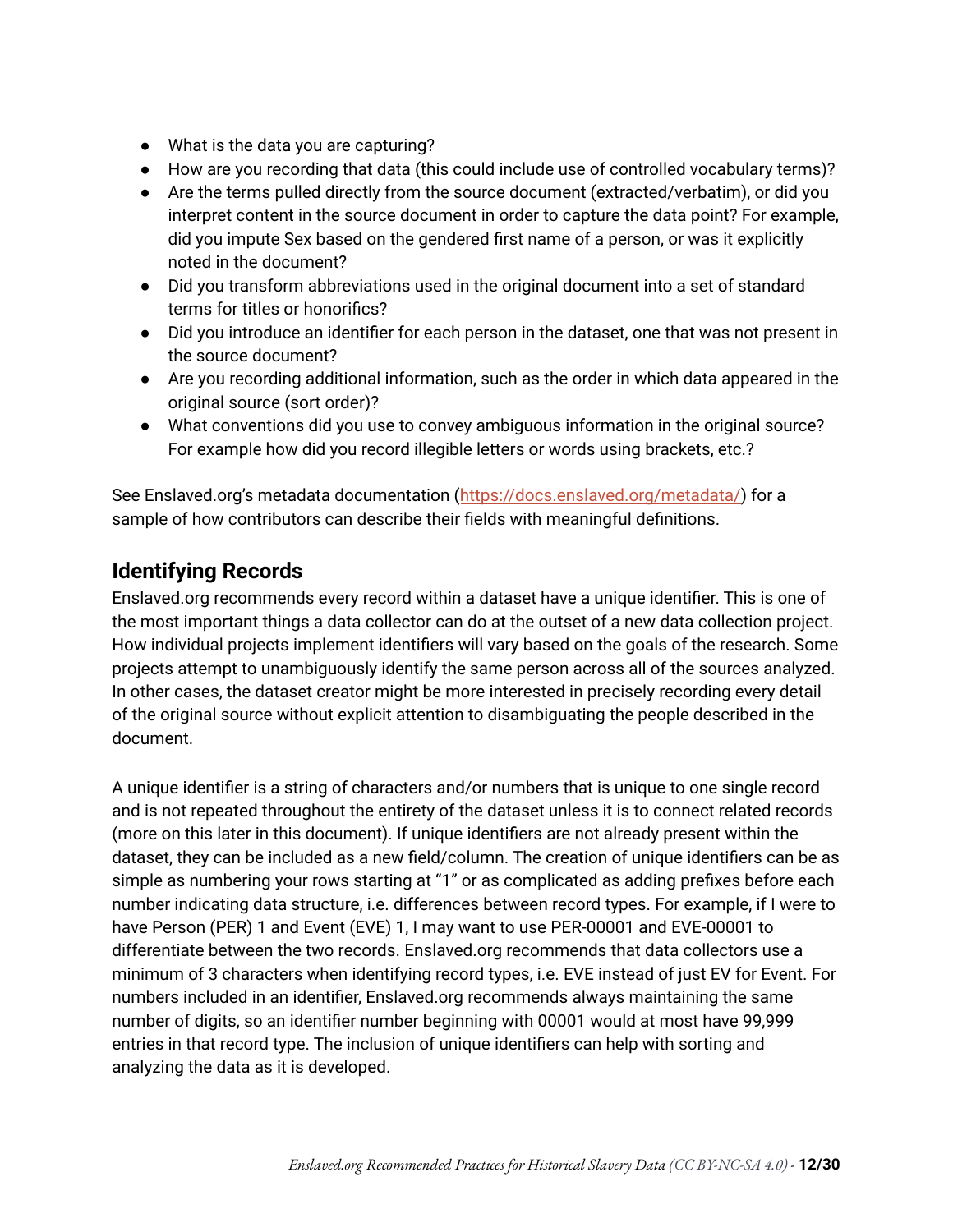- What is the data you are capturing?
- How are you recording that data (this could include use of controlled vocabulary terms)?
- Are the terms pulled directly from the source document (extracted/verbatim), or did you interpret content in the source document in order to capture the data point? For example, did you impute Sex based on the gendered first name of a person, or was it explicitly noted in the document?
- Did you transform abbreviations used in the original document into a set of standard terms for titles or honorifics?
- Did you introduce an identifier for each person in the dataset, one that was not present in the source document?
- Are you recording additional information, such as the order in which data appeared in the original source (sort order)?
- What conventions did you use to convey ambiguous information in the original source? For example how did you record illegible letters or words using brackets, etc.?

See Enslaved.org's metadata documentation (https://docs.enslaved.org/metadata/) for a sample of how contributors can describe their fields with meaningful definitions.

## Identifying Records

Enslaved.org recommends every record within a dataset have a unique identifier. This is one of the most important things a data collector can do at the outset of a new data collection project. How individual projects implement identifiers will vary based on the goals of the research. Some projects attempt to unambiguously identify the same person across all of the sources analyzed. In other cases, the dataset creator might be more interested in precisely recording every detail of the original source without explicit attention to disambiguating the people described in the document.

A unique identifier is a string of characters and/or numbers that is unique to one single record and is not repeated throughout the entirety of the dataset unless it is to connect related records (more on this later in this document). If unique identifiers are not already present within the dataset, they can be included as a new field/column. The creation of unique identifiers can be as simple as numbering your rows starting at "1" or as complicated as adding prefixes before each number indicating data structure, i.e. differences between record types. For example, if I were to have Person (PER) 1 and Event (EVE) 1, I may want to use PER-00001 and EVE-00001 to differentiate between the two records. Enslaved.org recommends that data collectors use a minimum of 3 characters when identifying record types, i.e. EVE instead of just EV for Event. For numbers included in an identifier, Enslaved.org recommends always maintaining the same number of digits, so an identifier number beginning with 00001 would at most have 99,999 entries in that record type. The inclusion of unique identifiers can help with sorting and analyzing the data as it is developed.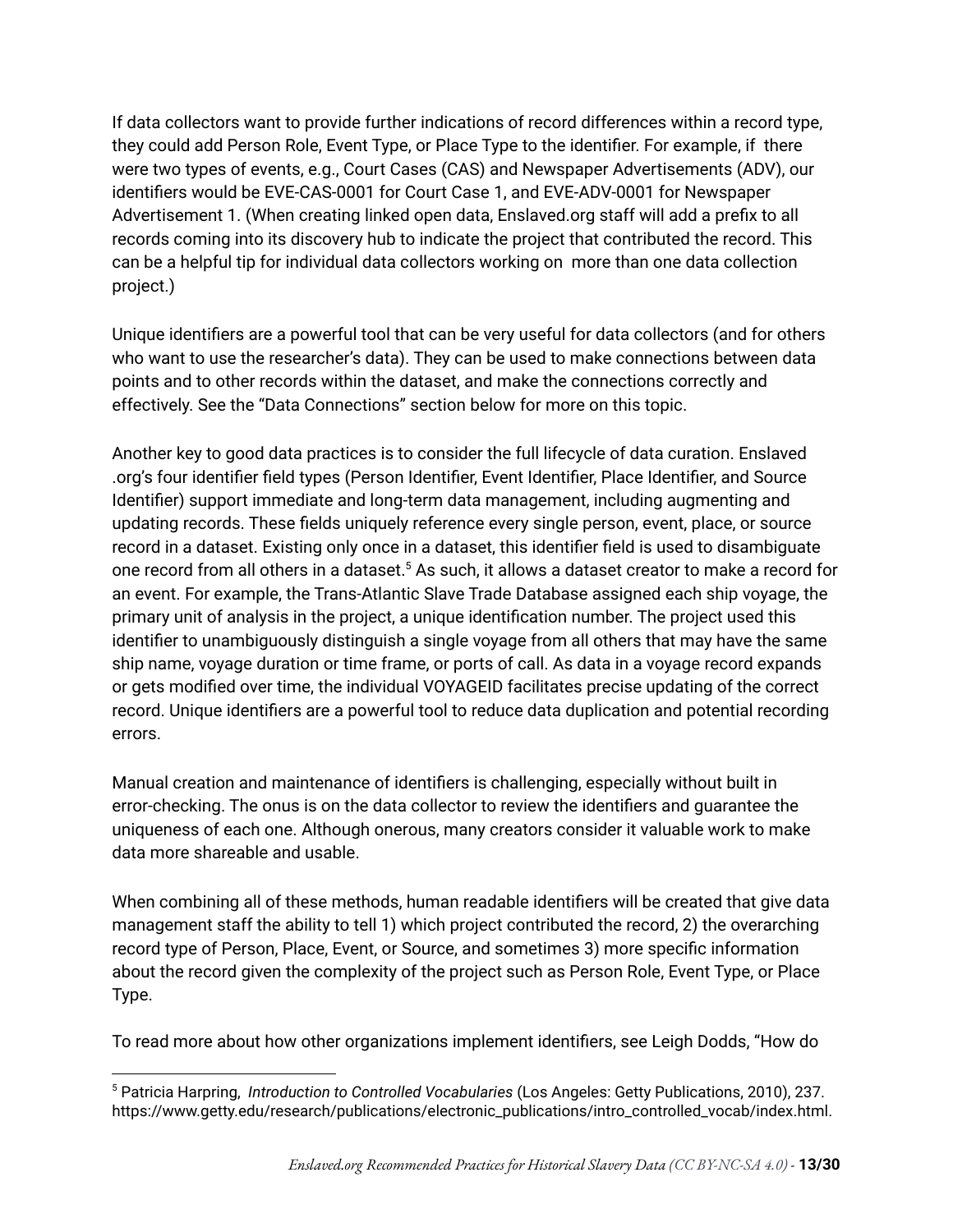If data collectors want to provide further indications of record differences within a record type, they could add Person Role, Event Type, or Place Type to the identifier. For example, if there were two types of events, e.g., Court Cases (CAS) and Newspaper Advertisements (ADV), our identifiers would be EVE-CAS-0001 for Court Case 1, and EVE-ADV-0001 for Newspaper Advertisement 1. (When creating linked open data, Enslaved.org staff will add a prefix to all records coming into its discovery hub to indicate the project that contributed the record. This can be a helpful tip for individual data collectors working on more than one data collection project.)

Unique identifiers are a powerful tool that can be very useful for data collectors (and for others who want to use the researcher's data). They can be used to make connections between data points and to other records within the dataset, and make the connections correctly and effectively. See the "Data Connections" section below for more on this topic.

Another key to good data practices is to consider the full lifecycle of data curation. Enslaved .org's four identifier field types (Person Identifier, Event Identifier, Place Identifier, and Source Identifier) support immediate and long-term data management, including augmenting and updating records. These fields uniquely reference every single person, event, place, or source record in a dataset. Existing only once in a dataset, this identifier field is used to disambiguate one record from all others in a dataset.[5] As such, it allows a dataset creator to make a record for an event. For example, the Trans-Atlantic Slave Trade Database assigned each ship voyage, the primary unit of analysis in the project, a unique identification number. The project used this identifier to unambiguously distinguish a single voyage from all others that may have the same ship name, voyage duration or time frame, or ports of call. As data in a voyage record expands or gets modified over time, the individual VOYAGEID facilitates precise updating of the correct record. Unique identifiers are a powerful tool to reduce data duplication and potential recording errors.

Manual creation and maintenance of identifiers is challenging, especially without built in error-checking. The onus is on the data collector to review the identifiers and guarantee the uniqueness of each one. Although onerous, many creators consider it valuable work to make data more shareable and usable.

When combining all of these methods, human readable identifiers will be created that give data management staff the ability to tell 1) which project contributed the record, 2) the overarching record type of Person, Place, Event, or Source, and sometimes 3) more specific information about the record given the complexity of the project such as Person Role, Event Type, or Place Type.

To read more about how other organizations implement identifiers, see Leigh Dodds, "How do

---

[5] Patricia Harpring, *Introduction to Controlled Vocabularies* (Los Angeles: Getty Publications, 2010), 237. https://www.getty.edu/research/publications/electronic_publications/intro_controlled_vocab/index.html.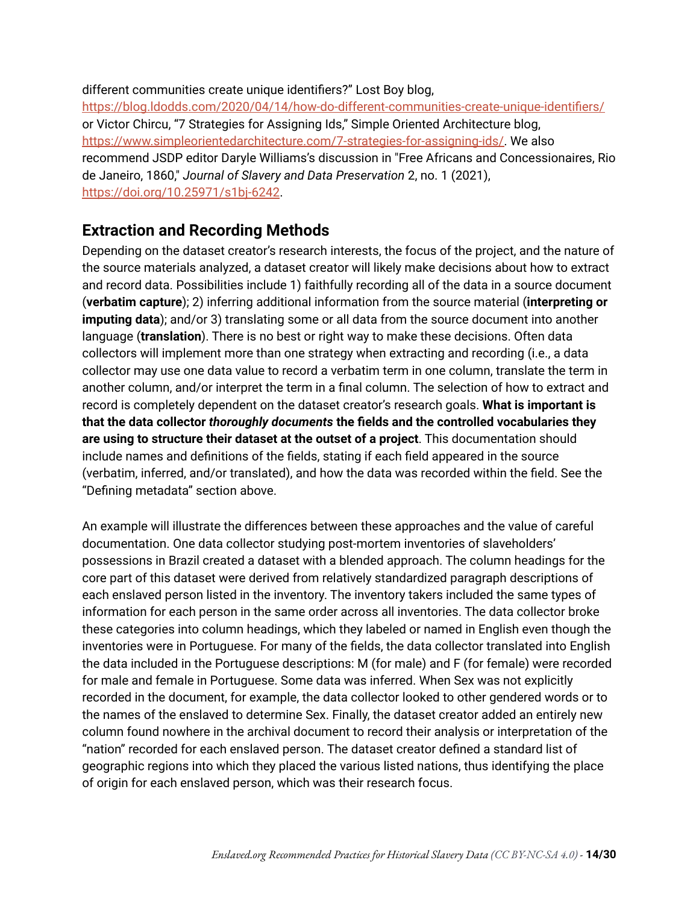different communities create unique identifiers?" Lost Boy blog, https://blog.ldodds.com/2020/04/14/how-do-different-communities-create-unique-identifiers/ or Victor Chircu, "7 Strategies for Assigning Ids," Simple Oriented Architecture blog, https://www.simpleorientedarchitecture.com/7-strategies-for-assigning-ids/. We also recommend JSDP editor Daryle Williams's discussion in "Free Africans and Concessionaires, Rio de Janeiro, 1860," *Journal of Slavery and Data Preservation* 2, no. 1 (2021), https://doi.org/10.25971/s1bj-6242.

## Extraction and Recording Methods

Depending on the dataset creator's research interests, the focus of the project, and the nature of the source materials analyzed, a dataset creator will likely make decisions about how to extract and record data. Possibilities include 1) faithfully recording all of the data in a source document (**verbatim capture**); 2) inferring additional information from the source material (**interpreting or imputing data**); and/or 3) translating some or all data from the source document into another language (**translation**). There is no best or right way to make these decisions. Often data collectors will implement more than one strategy when extracting and recording (i.e., a data collector may use one data value to record a verbatim term in one column, translate the term in another column, and/or interpret the term in a final column. The selection of how to extract and record is completely dependent on the dataset creator's research goals. **What is important is that the data collector *thoroughly documents* the fields and the controlled vocabularies they are using to structure their dataset at the outset of a project**. This documentation should include names and definitions of the fields, stating if each field appeared in the source (verbatim, inferred, and/or translated), and how the data was recorded within the field. See the "Defining metadata" section above.

An example will illustrate the differences between these approaches and the value of careful documentation. One data collector studying post-mortem inventories of slaveholders' possessions in Brazil created a dataset with a blended approach. The column headings for the core part of this dataset were derived from relatively standardized paragraph descriptions of each enslaved person listed in the inventory. The inventory takers included the same types of information for each person in the same order across all inventories. The data collector broke these categories into column headings, which they labeled or named in English even though the inventories were in Portuguese. For many of the fields, the data collector translated into English the data included in the Portuguese descriptions: M (for male) and F (for female) were recorded for male and female in Portuguese. Some data was inferred. When Sex was not explicitly recorded in the document, for example, the data collector looked to other gendered words or to the names of the enslaved to determine Sex. Finally, the dataset creator added an entirely new column found nowhere in the archival document to record their analysis or interpretation of the "nation" recorded for each enslaved person. The dataset creator defined a standard list of geographic regions into which they placed the various listed nations, thus identifying the place of origin for each enslaved person, which was their research focus.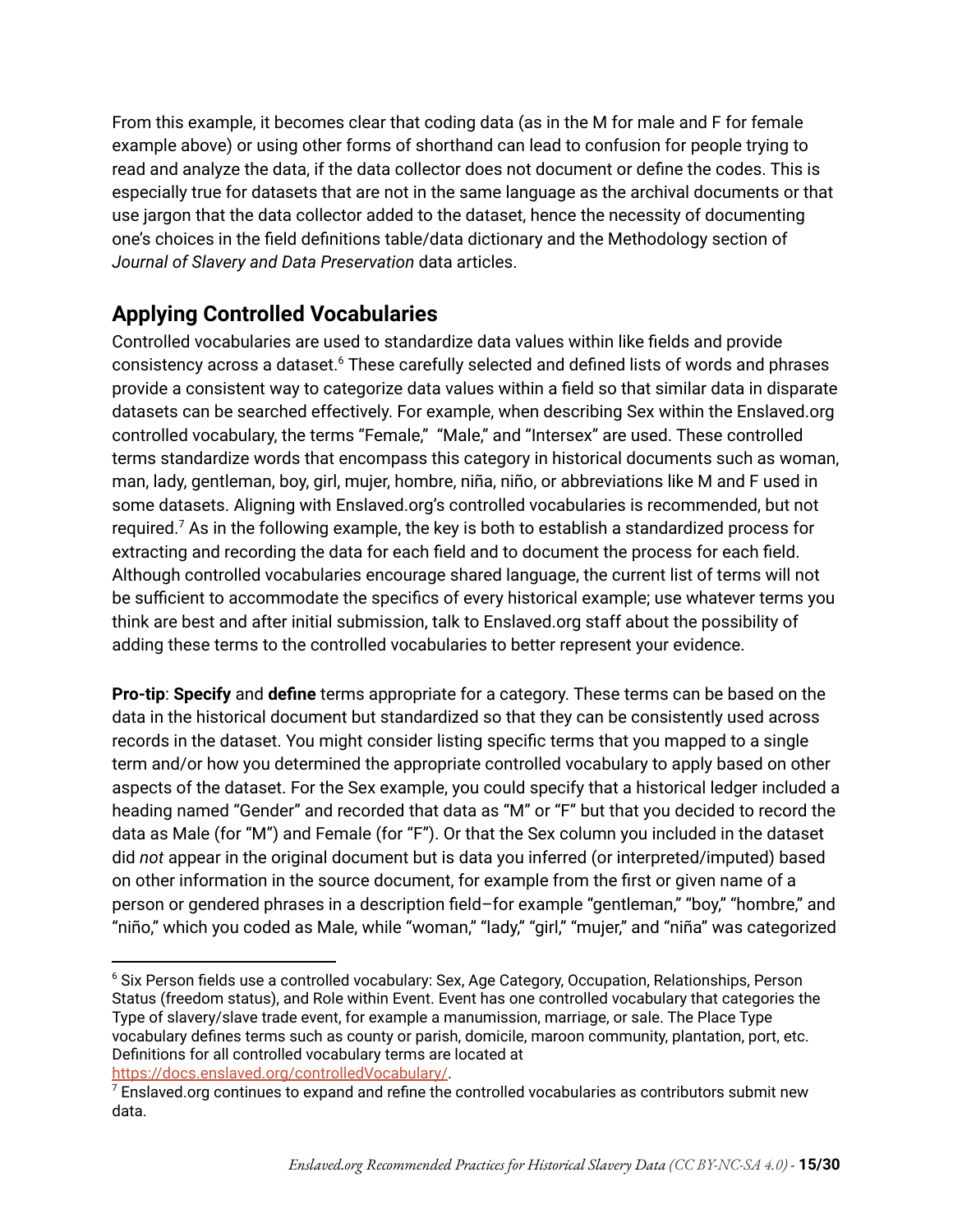From this example, it becomes clear that coding data (as in the M for male and F for female example above) or using other forms of shorthand can lead to confusion for people trying to read and analyze the data, if the data collector does not document or define the codes. This is especially true for datasets that are not in the same language as the archival documents or that use jargon that the data collector added to the dataset, hence the necessity of documenting one's choices in the field definitions table/data dictionary and the Methodology section of *Journal of Slavery and Data Preservation* data articles.

## Applying Controlled Vocabularies

Controlled vocabularies are used to standardize data values within like fields and provide consistency across a dataset.[6] These carefully selected and defined lists of words and phrases provide a consistent way to categorize data values within a field so that similar data in disparate datasets can be searched effectively. For example, when describing Sex within the Enslaved.org controlled vocabulary, the terms "Female," "Male," and "Intersex" are used. These controlled terms standardize words that encompass this category in historical documents such as woman, man, lady, gentleman, boy, girl, mujer, hombre, niña, niño, or abbreviations like M and F used in some datasets. Aligning with Enslaved.org's controlled vocabularies is recommended, but not required.[7] As in the following example, the key is both to establish a standardized process for extracting and recording the data for each field and to document the process for each field. Although controlled vocabularies encourage shared language, the current list of terms will not be sufficient to accommodate the specifics of every historical example; use whatever terms you think are best and after initial submission, talk to Enslaved.org staff about the possibility of adding these terms to the controlled vocabularies to better represent your evidence.

**Pro-tip**: **Specify** and **define** terms appropriate for a category. These terms can be based on the data in the historical document but standardized so that they can be consistently used across records in the dataset. You might consider listing specific terms that you mapped to a single term and/or how you determined the appropriate controlled vocabulary to apply based on other aspects of the dataset. For the Sex example, you could specify that a historical ledger included a heading named "Gender" and recorded that data as "M" or "F" but that you decided to record the data as Male (for "M") and Female (for "F"). Or that the Sex column you included in the dataset did *not* appear in the original document but is data you inferred (or interpreted/imputed) based on other information in the source document, for example from the first or given name of a person or gendered phrases in a description field–for example "gentleman," "boy," "hombre," and "niño," which you coded as Male, while "woman," "lady," "girl," "mujer," and "niña" was categorized

---

[6] Six Person fields use a controlled vocabulary: Sex, Age Category, Occupation, Relationships, Person Status (freedom status), and Role within Event. Event has one controlled vocabulary that categories the Type of slavery/slave trade event, for example a manumission, marriage, or sale. The Place Type vocabulary defines terms such as county or parish, domicile, maroon community, plantation, port, etc. Definitions for all controlled vocabulary terms are located at https://docs.enslaved.org/controlledVocabulary/.

[7] Enslaved.org continues to expand and refine the controlled vocabularies as contributors submit new data.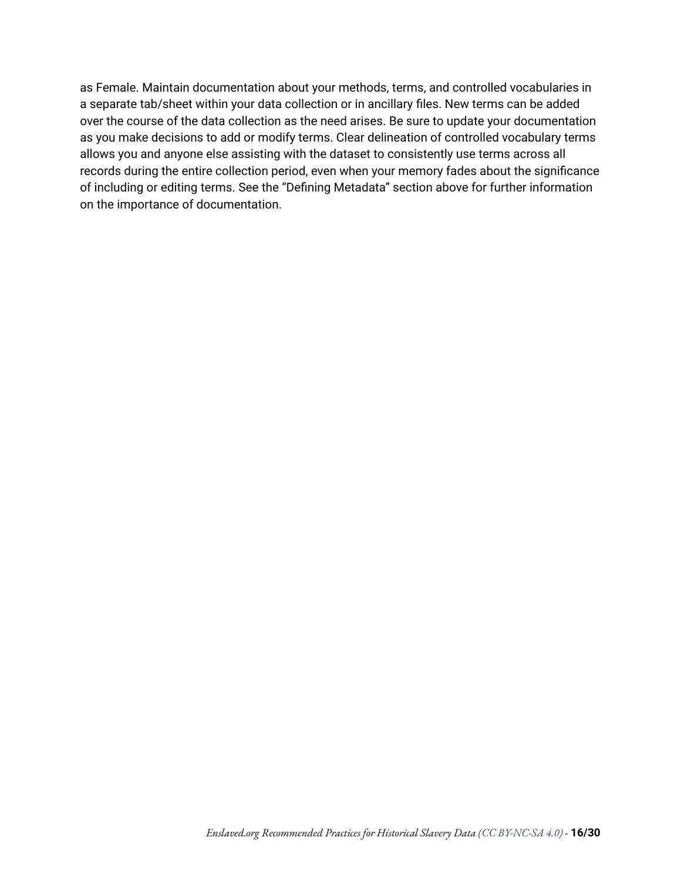as Female. Maintain documentation about your methods, terms, and controlled vocabularies in a separate tab/sheet within your data collection or in ancillary files. New terms can be added over the course of the data collection as the need arises. Be sure to update your documentation as you make decisions to add or modify terms. Clear delineation of controlled vocabulary terms allows you and anyone else assisting with the dataset to consistently use terms across all records during the entire collection period, even when your memory fades about the significance of including or editing terms. See the "Defining Metadata" section above for further information on the importance of documentation.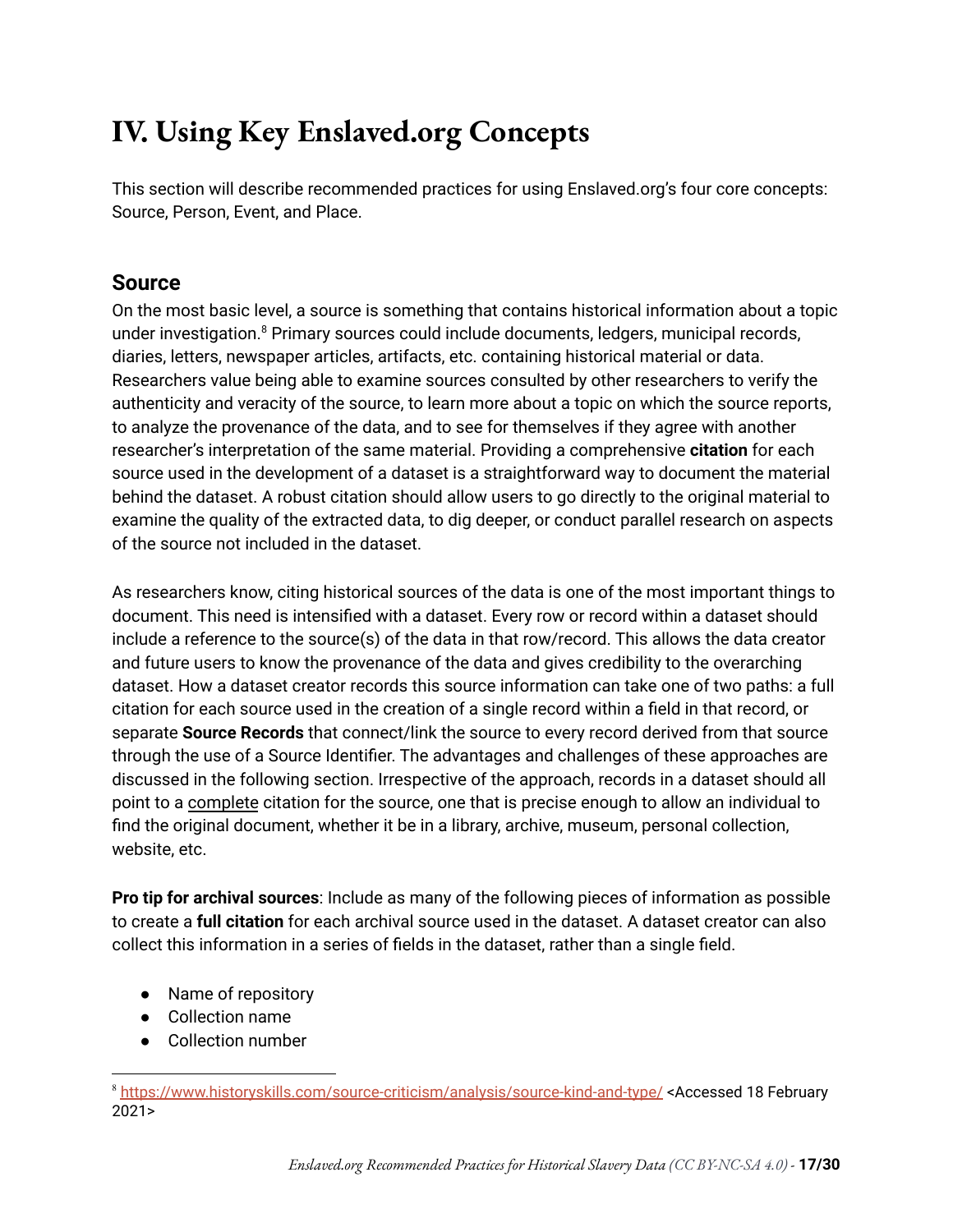# IV. Using Key Enslaved.org Concepts

This section will describe recommended practices for using Enslaved.org's four core concepts: Source, Person, Event, and Place.

## Source

On the most basic level, a source is something that contains historical information about a topic under investigation.[8] Primary sources could include documents, ledgers, municipal records, diaries, letters, newspaper articles, artifacts, etc. containing historical material or data. Researchers value being able to examine sources consulted by other researchers to verify the authenticity and veracity of the source, to learn more about a topic on which the source reports, to analyze the provenance of the data, and to see for themselves if they agree with another researcher's interpretation of the same material. Providing a comprehensive **citation** for each source used in the development of a dataset is a straightforward way to document the material behind the dataset. A robust citation should allow users to go directly to the original material to examine the quality of the extracted data, to dig deeper, or conduct parallel research on aspects of the source not included in the dataset.

As researchers know, citing historical sources of the data is one of the most important things to document. This need is intensified with a dataset. Every row or record within a dataset should include a reference to the source(s) of the data in that row/record. This allows the data creator and future users to know the provenance of the data and gives credibility to the overarching dataset. How a dataset creator records this source information can take one of two paths: a full citation for each source used in the creation of a single record within a field in that record, or separate **Source Records** that connect/link the source to every record derived from that source through the use of a Source Identifier. The advantages and challenges of these approaches are discussed in the following section. Irrespective of the approach, records in a dataset should all point to a complete citation for the source, one that is precise enough to allow an individual to find the original document, whether it be in a library, archive, museum, personal collection, website, etc.

**Pro tip for archival sources**: Include as many of the following pieces of information as possible to create a **full citation** for each archival source used in the dataset. A dataset creator can also collect this information in a series of fields in the dataset, rather than a single field.

- Name of repository
- Collection name
- Collection number

[8] https://www.historyskills.com/source-criticism/analysis/source-kind-and-type/ <Accessed 18 February 2021>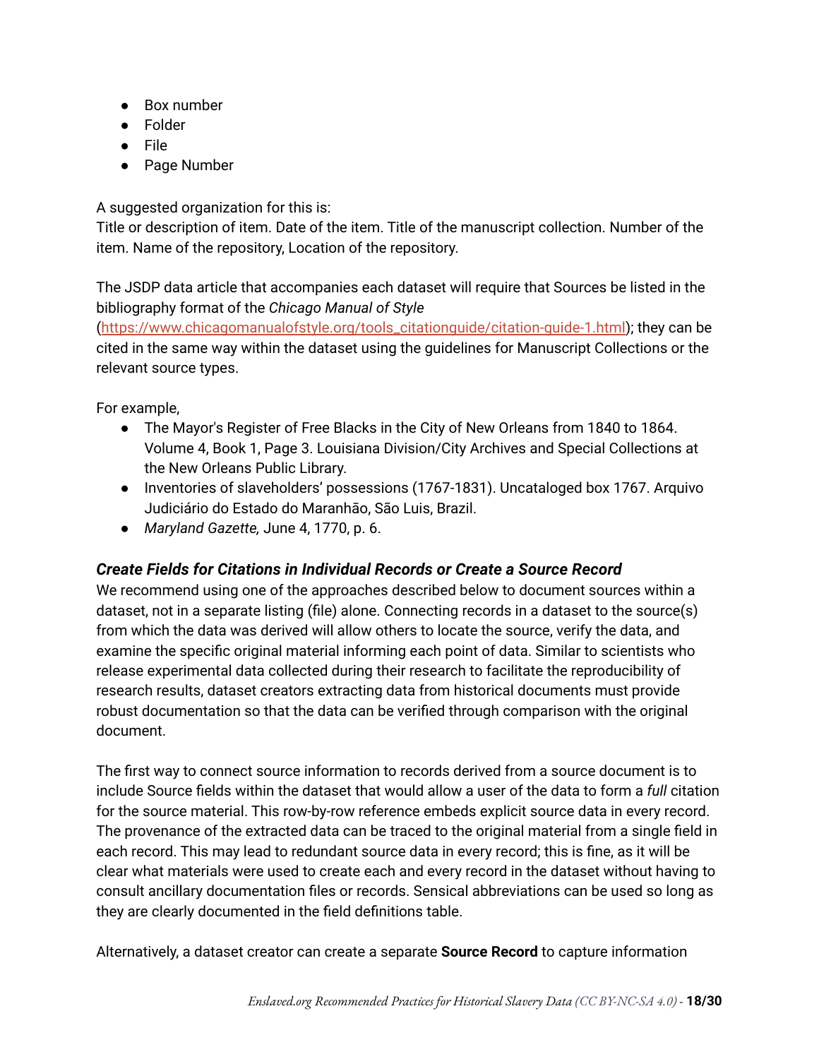- Box number
- Folder
- File
- Page Number

A suggested organization for this is:
Title or description of item. Date of the item. Title of the manuscript collection. Number of the item. Name of the repository, Location of the repository.

The JSDP data article that accompanies each dataset will require that Sources be listed in the bibliography format of the *Chicago Manual of Style* (https://www.chicagomanualofstyle.org/tools_citationguide/citation-guide-1.html); they can be cited in the same way within the dataset using the guidelines for Manuscript Collections or the relevant source types.

For example,

- The Mayor's Register of Free Blacks in the City of New Orleans from 1840 to 1864. Volume 4, Book 1, Page 3. Louisiana Division/City Archives and Special Collections at the New Orleans Public Library.
- Inventories of slaveholders' possessions (1767-1831). Uncataloged box 1767. Arquivo Judiciário do Estado do Maranhão, São Luis, Brazil.
- *Maryland Gazette,* June 4, 1770, p. 6.

### *Create Fields for Citations in Individual Records or Create a Source Record*

We recommend using one of the approaches described below to document sources within a dataset, not in a separate listing (file) alone. Connecting records in a dataset to the source(s) from which the data was derived will allow others to locate the source, verify the data, and examine the specific original material informing each point of data. Similar to scientists who release experimental data collected during their research to facilitate the reproducibility of research results, dataset creators extracting data from historical documents must provide robust documentation so that the data can be verified through comparison with the original document.

The first way to connect source information to records derived from a source document is to include Source fields within the dataset that would allow a user of the data to form a *full* citation for the source material. This row-by-row reference embeds explicit source data in every record. The provenance of the extracted data can be traced to the original material from a single field in each record. This may lead to redundant source data in every record; this is fine, as it will be clear what materials were used to create each and every record in the dataset without having to consult ancillary documentation files or records. Sensical abbreviations can be used so long as they are clearly documented in the field definitions table.

Alternatively, a dataset creator can create a separate **Source Record** to capture information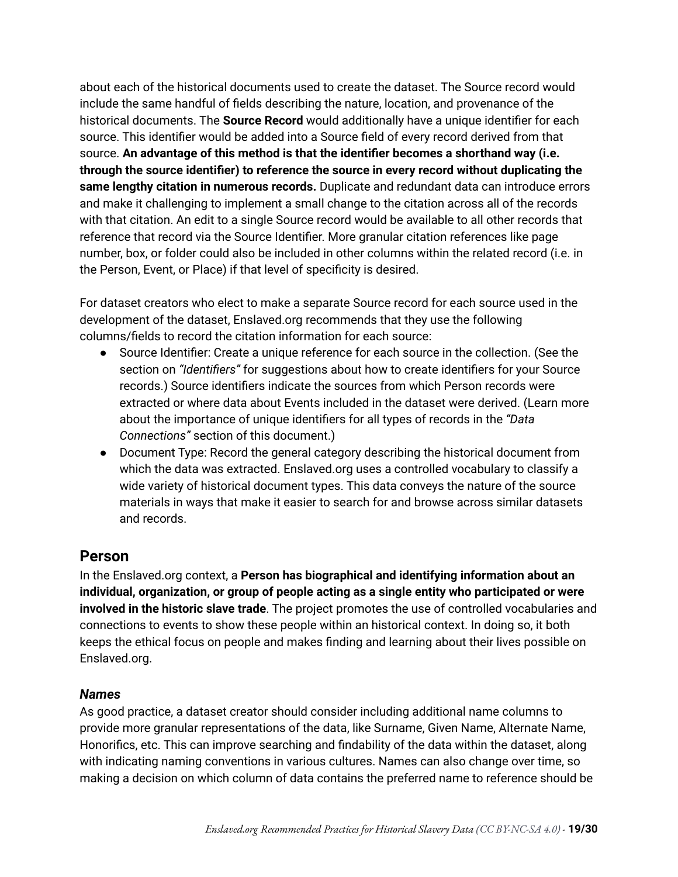about each of the historical documents used to create the dataset. The Source record would include the same handful of fields describing the nature, location, and provenance of the historical documents. The **Source Record** would additionally have a unique identifier for each source. This identifier would be added into a Source field of every record derived from that source. **An advantage of this method is that the identifier becomes a shorthand way (i.e. through the source identifier) to reference the source in every record without duplicating the same lengthy citation in numerous records.** Duplicate and redundant data can introduce errors and make it challenging to implement a small change to the citation across all of the records with that citation. An edit to a single Source record would be available to all other records that reference that record via the Source Identifier. More granular citation references like page number, box, or folder could also be included in other columns within the related record (i.e. in the Person, Event, or Place) if that level of specificity is desired.

For dataset creators who elect to make a separate Source record for each source used in the development of the dataset, Enslaved.org recommends that they use the following columns/fields to record the citation information for each source:

- Source Identifier: Create a unique reference for each source in the collection. (See the section on *"Identifiers"* for suggestions about how to create identifiers for your Source records.) Source identifiers indicate the sources from which Person records were extracted or where data about Events included in the dataset were derived. (Learn more about the importance of unique identifiers for all types of records in the *"Data Connections"* section of this document.)
- Document Type: Record the general category describing the historical document from which the data was extracted. Enslaved.org uses a controlled vocabulary to classify a wide variety of historical document types. This data conveys the nature of the source materials in ways that make it easier to search for and browse across similar datasets and records.

## Person

In the Enslaved.org context, a **Person has biographical and identifying information about an individual, organization, or group of people acting as a single entity who participated or were involved in the historic slave trade**. The project promotes the use of controlled vocabularies and connections to events to show these people within an historical context. In doing so, it both keeps the ethical focus on people and makes finding and learning about their lives possible on Enslaved.org.

### *Names*

As good practice, a dataset creator should consider including additional name columns to provide more granular representations of the data, like Surname, Given Name, Alternate Name, Honorifics, etc. This can improve searching and findability of the data within the dataset, along with indicating naming conventions in various cultures. Names can also change over time, so making a decision on which column of data contains the preferred name to reference should be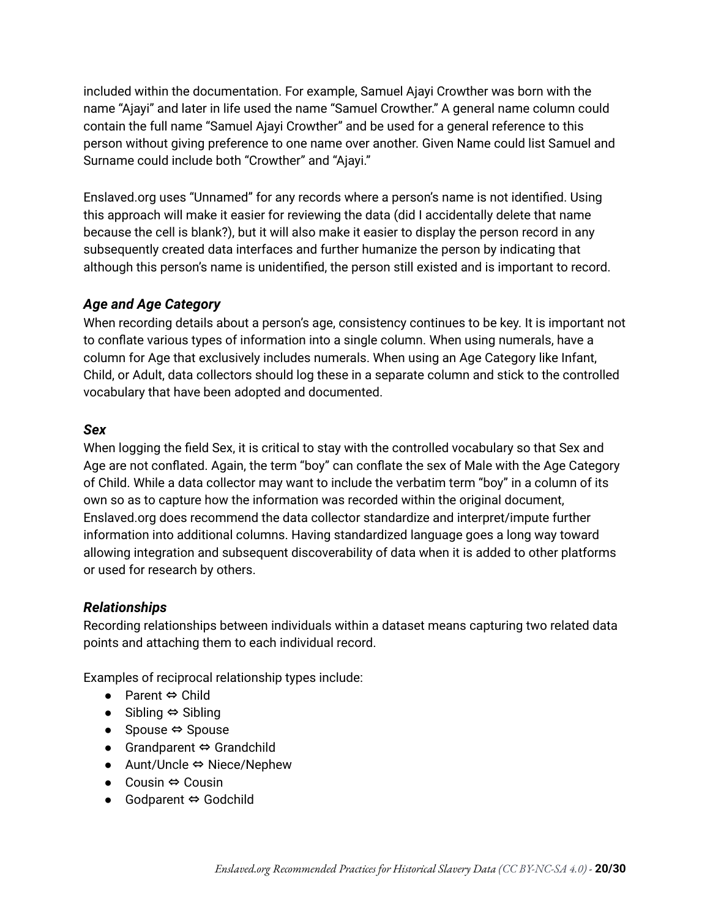included within the documentation. For example, Samuel Ajayi Crowther was born with the name "Ajayi" and later in life used the name "Samuel Crowther." A general name column could contain the full name "Samuel Ajayi Crowther" and be used for a general reference to this person without giving preference to one name over another. Given Name could list Samuel and Surname could include both "Crowther" and "Ajayi."

Enslaved.org uses "Unnamed" for any records where a person's name is not identified. Using this approach will make it easier for reviewing the data (did I accidentally delete that name because the cell is blank?), but it will also make it easier to display the person record in any subsequently created data interfaces and further humanize the person by indicating that although this person's name is unidentified, the person still existed and is important to record.

### *Age and Age Category*

When recording details about a person's age, consistency continues to be key. It is important not to conflate various types of information into a single column. When using numerals, have a column for Age that exclusively includes numerals. When using an Age Category like Infant, Child, or Adult, data collectors should log these in a separate column and stick to the controlled vocabulary that have been adopted and documented.

### *Sex*

When logging the field Sex, it is critical to stay with the controlled vocabulary so that Sex and Age are not conflated. Again, the term "boy" can conflate the sex of Male with the Age Category of Child. While a data collector may want to include the verbatim term "boy" in a column of its own so as to capture how the information was recorded within the original document, Enslaved.org does recommend the data collector standardize and interpret/impute further information into additional columns. Having standardized language goes a long way toward allowing integration and subsequent discoverability of data when it is added to other platforms or used for research by others.

### *Relationships*

Recording relationships between individuals within a dataset means capturing two related data points and attaching them to each individual record.

Examples of reciprocal relationship types include:

- Parent ⇔ Child
- Sibling ⇔ Sibling
- Spouse ⇔ Spouse
- Grandparent ⇔ Grandchild
- Aunt/Uncle ⇔ Niece/Nephew
- Cousin ⇔ Cousin
- Godparent ⇔ Godchild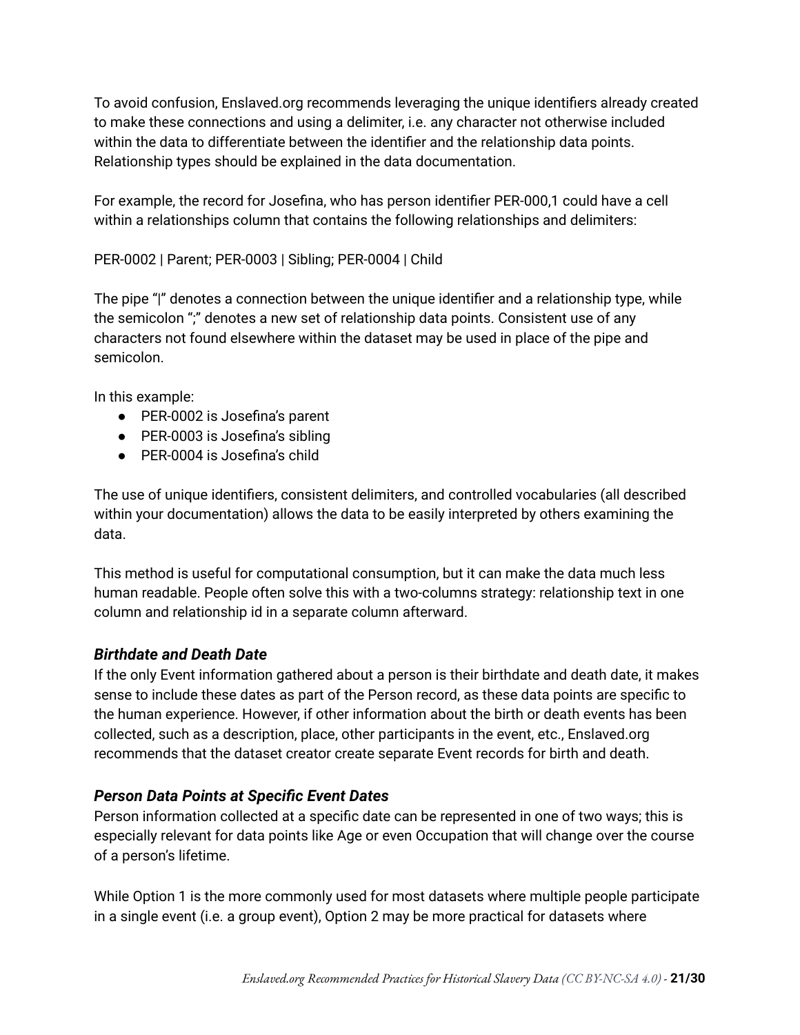To avoid confusion, Enslaved.org recommends leveraging the unique identifiers already created to make these connections and using a delimiter, i.e. any character not otherwise included within the data to differentiate between the identifier and the relationship data points. Relationship types should be explained in the data documentation.

For example, the record for Josefina, who has person identifier PER-000,1 could have a cell within a relationships column that contains the following relationships and delimiters:

PER-0002 | Parent; PER-0003 | Sibling; PER-0004 | Child

The pipe "|" denotes a connection between the unique identifier and a relationship type, while the semicolon ";" denotes a new set of relationship data points. Consistent use of any characters not found elsewhere within the dataset may be used in place of the pipe and semicolon.

In this example:

- PER-0002 is Josefina's parent
- PER-0003 is Josefina's sibling
- PER-0004 is Josefina's child

The use of unique identifiers, consistent delimiters, and controlled vocabularies (all described within your documentation) allows the data to be easily interpreted by others examining the data.

This method is useful for computational consumption, but it can make the data much less human readable. People often solve this with a two-columns strategy: relationship text in one column and relationship id in a separate column afterward.

### *Birthdate and Death Date*

If the only Event information gathered about a person is their birthdate and death date, it makes sense to include these dates as part of the Person record, as these data points are specific to the human experience. However, if other information about the birth or death events has been collected, such as a description, place, other participants in the event, etc., Enslaved.org recommends that the dataset creator create separate Event records for birth and death.

### *Person Data Points at Specific Event Dates*

Person information collected at a specific date can be represented in one of two ways; this is especially relevant for data points like Age or even Occupation that will change over the course of a person's lifetime.

While Option 1 is the more commonly used for most datasets where multiple people participate in a single event (i.e. a group event), Option 2 may be more practical for datasets where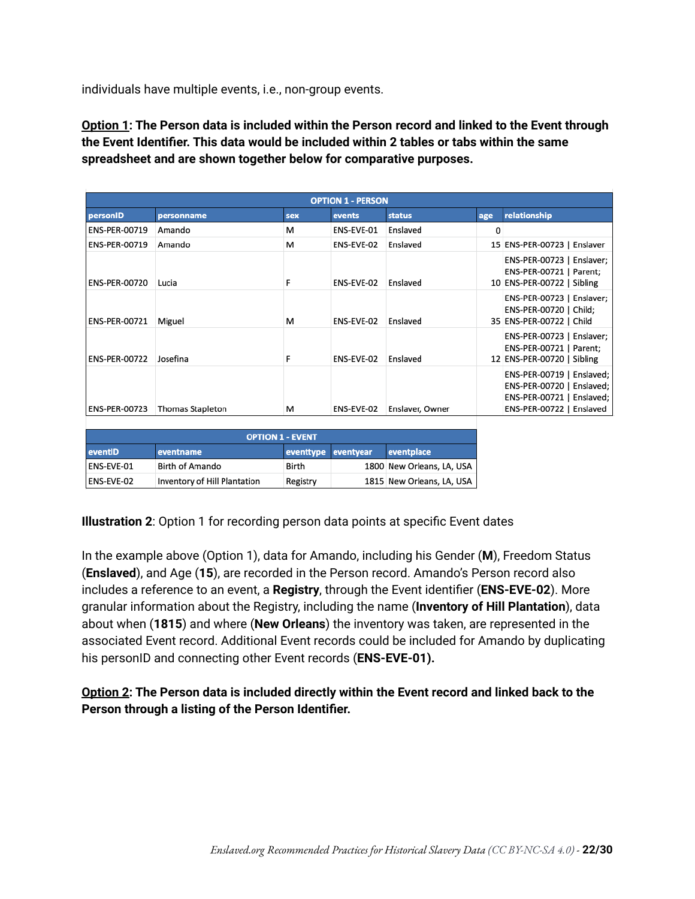individuals have multiple events, i.e., non-group events.

**Option 1: The Person data is included within the Person record and linked to the Event through the Event Identifier. This data would be included within 2 tables or tabs within the same spreadsheet and are shown together below for comparative purposes.**

| OPTION 1 - PERSON | | | | | | |
|---|---|---|---|---|---|---|
| personID | personname | sex | events | status | age | relationship |
| ENS-PER-00719 | Amando | M | ENS-EVE-01 | Enslaved | 0 | |
| ENS-PER-00719 | Amando | M | ENS-EVE-02 | Enslaved | 15 | ENS-PER-00723 \| Enslaver |
| ENS-PER-00720 | Lucia | F | ENS-EVE-02 | Enslaved | 10 | ENS-PER-00723 \| Enslaver; ENS-PER-00721 \| Parent; ENS-PER-00722 \| Sibling |
| ENS-PER-00721 | Miguel | M | ENS-EVE-02 | Enslaved | 35 | ENS-PER-00723 \| Enslaver; ENS-PER-00720 \| Child; ENS-PER-00722 \| Child |
| ENS-PER-00722 | Josefina | F | ENS-EVE-02 | Enslaved | 12 | ENS-PER-00723 \| Enslaver; ENS-PER-00721 \| Parent; ENS-PER-00720 \| Sibling |
| ENS-PER-00723 | Thomas Stapleton | M | ENS-EVE-02 | Enslaver, Owner | | ENS-PER-00719 \| Enslaved; ENS-PER-00720 \| Enslaved; ENS-PER-00721 \| Enslaved; ENS-PER-00722 \| Enslaved |

| OPTION 1 - EVENT | | | | |
|---|---|---|---|---|
| eventID | eventname | eventtype | eventyear | eventplace |
| ENS-EVE-01 | Birth of Amando | Birth | 1800 | New Orleans, LA, USA |
| ENS-EVE-02 | Inventory of Hill Plantation | Registry | 1815 | New Orleans, LA, USA |

**Illustration 2**: Option 1 for recording person data points at specific Event dates

In the example above (Option 1), data for Amando, including his Gender (**M**), Freedom Status (**Enslaved**), and Age (**15**), are recorded in the Person record. Amando's Person record also includes a reference to an event, a **Registry**, through the Event identifier (**ENS-EVE-02**). More granular information about the Registry, including the name (**Inventory of Hill Plantation**), data about when (**1815**) and where (**New Orleans**) the inventory was taken, are represented in the associated Event record. Additional Event records could be included for Amando by duplicating his personID and connecting other Event records (**ENS-EVE-01).**

**Option 2: The Person data is included directly within the Event record and linked back to the Person through a listing of the Person Identifier.**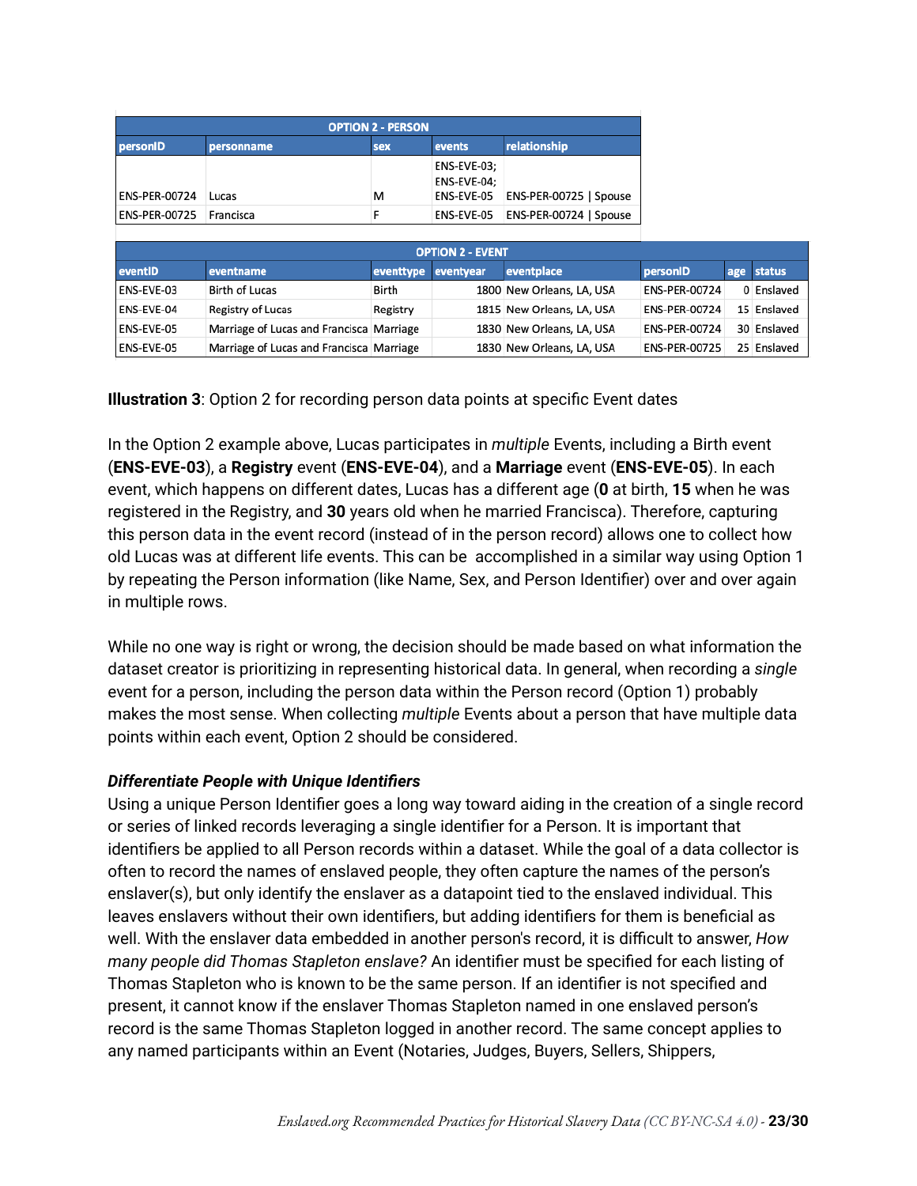| OPTION 2 - PERSON | | | | |
|---|---|---|---|---|
| **personID** | **personname** | **sex** | **events** | **relationship** |
| ENS-PER-00724 | Lucas | M | ENS-EVE-03; ENS-EVE-04; ENS-EVE-05 | ENS-PER-00725 \| Spouse |
| ENS-PER-00725 | Francisca | F | ENS-EVE-05 | ENS-PER-00724 \| Spouse |

| OPTION 2 - EVENT | | | | | | | |
|---|---|---|---|---|---|---|---|
| **eventID** | **eventname** | **eventtype** | **eventyear** | **eventplace** | **personID** | **age** | **status** |
| ENS-EVE-03 | Birth of Lucas | Birth | 1800 | New Orleans, LA, USA | ENS-PER-00724 | 0 | Enslaved |
| ENS-EVE-04 | Registry of Lucas | Registry | 1815 | New Orleans, LA, USA | ENS-PER-00724 | 15 | Enslaved |
| ENS-EVE-05 | Marriage of Lucas and Francisca | Marriage | 1830 | New Orleans, LA, USA | ENS-PER-00724 | 30 | Enslaved |
| ENS-EVE-05 | Marriage of Lucas and Francisca | Marriage | 1830 | New Orleans, LA, USA | ENS-PER-00725 | 25 | Enslaved |

**Illustration 3**: Option 2 for recording person data points at specific Event dates

In the Option 2 example above, Lucas participates in *multiple* Events, including a Birth event (**ENS-EVE-03**), a **Registry** event (**ENS-EVE-04**), and a **Marriage** event (**ENS-EVE-05**). In each event, which happens on different dates, Lucas has a different age (**0** at birth, **15** when he was registered in the Registry, and **30** years old when he married Francisca). Therefore, capturing this person data in the event record (instead of in the person record) allows one to collect how old Lucas was at different life events. This can be accomplished in a similar way using Option 1 by repeating the Person information (like Name, Sex, and Person Identifier) over and over again in multiple rows.

While no one way is right or wrong, the decision should be made based on what information the dataset creator is prioritizing in representing historical data. In general, when recording a *single* event for a person, including the person data within the Person record (Option 1) probably makes the most sense. When collecting *multiple* Events about a person that have multiple data points within each event, Option 2 should be considered.

***Differentiate People with Unique Identifiers***

Using a unique Person Identifier goes a long way toward aiding in the creation of a single record or series of linked records leveraging a single identifier for a Person. It is important that identifiers be applied to all Person records within a dataset. While the goal of a data collector is often to record the names of enslaved people, they often capture the names of the person's enslaver(s), but only identify the enslaver as a datapoint tied to the enslaved individual. This leaves enslavers without their own identifiers, but adding identifiers for them is beneficial as well. With the enslaver data embedded in another person's record, it is difficult to answer, *How many people did Thomas Stapleton enslave?* An identifier must be specified for each listing of Thomas Stapleton who is known to be the same person. If an identifier is not specified and present, it cannot know if the enslaver Thomas Stapleton named in one enslaved person's record is the same Thomas Stapleton logged in another record. The same concept applies to any named participants within an Event (Notaries, Judges, Buyers, Sellers, Shippers,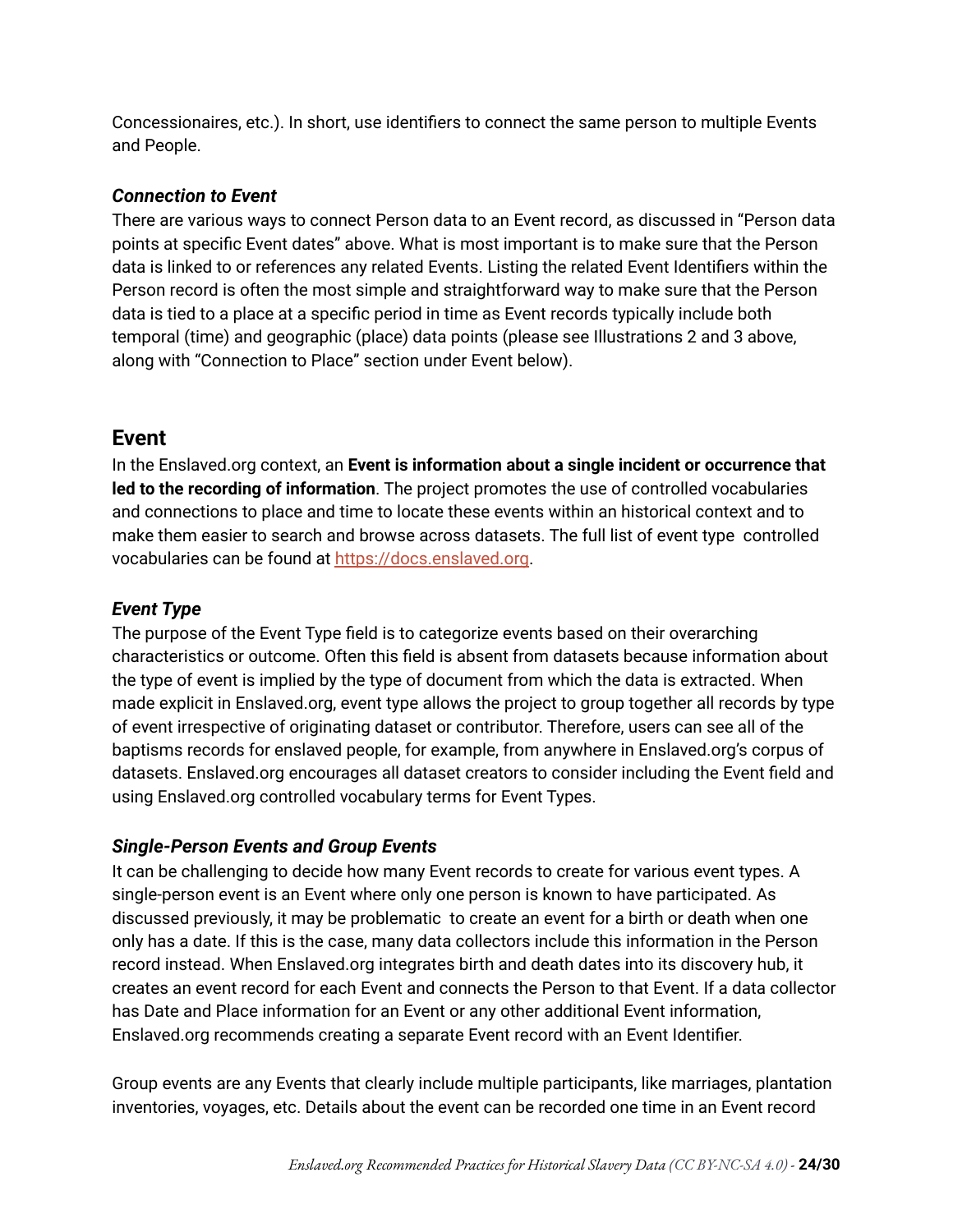Concessionaires, etc.). In short, use identifiers to connect the same person to multiple Events and People.

### *Connection to Event*

There are various ways to connect Person data to an Event record, as discussed in "Person data points at specific Event dates" above. What is most important is to make sure that the Person data is linked to or references any related Events. Listing the related Event Identifiers within the Person record is often the most simple and straightforward way to make sure that the Person data is tied to a place at a specific period in time as Event records typically include both temporal (time) and geographic (place) data points (please see Illustrations 2 and 3 above, along with "Connection to Place" section under Event below).

## Event

In the Enslaved.org context, an **Event is information about a single incident or occurrence that led to the recording of information**. The project promotes the use of controlled vocabularies and connections to place and time to locate these events within an historical context and to make them easier to search and browse across datasets. The full list of event type controlled vocabularies can be found at [https://docs.enslaved.org](https://docs.enslaved.org).

### *Event Type*

The purpose of the Event Type field is to categorize events based on their overarching characteristics or outcome. Often this field is absent from datasets because information about the type of event is implied by the type of document from which the data is extracted. When made explicit in Enslaved.org, event type allows the project to group together all records by type of event irrespective of originating dataset or contributor. Therefore, users can see all of the baptisms records for enslaved people, for example, from anywhere in Enslaved.org's corpus of datasets. Enslaved.org encourages all dataset creators to consider including the Event field and using Enslaved.org controlled vocabulary terms for Event Types.

### *Single-Person Events and Group Events*

It can be challenging to decide how many Event records to create for various event types. A single-person event is an Event where only one person is known to have participated. As discussed previously, it may be problematic to create an event for a birth or death when one only has a date. If this is the case, many data collectors include this information in the Person record instead. When Enslaved.org integrates birth and death dates into its discovery hub, it creates an event record for each Event and connects the Person to that Event. If a data collector has Date and Place information for an Event or any other additional Event information, Enslaved.org recommends creating a separate Event record with an Event Identifier.

Group events are any Events that clearly include multiple participants, like marriages, plantation inventories, voyages, etc. Details about the event can be recorded one time in an Event record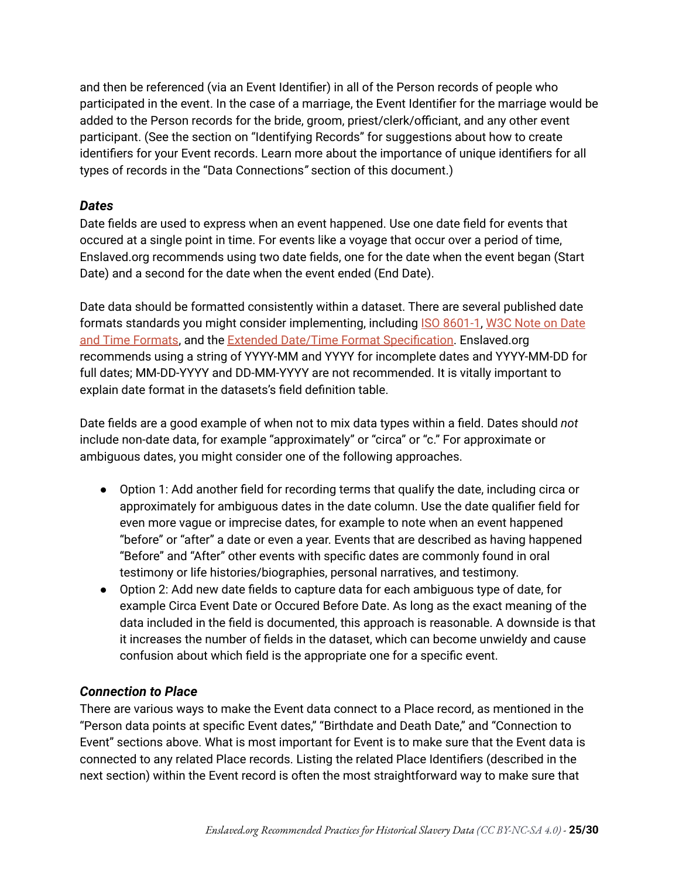and then be referenced (via an Event Identifier) in all of the Person records of people who participated in the event. In the case of a marriage, the Event Identifier for the marriage would be added to the Person records for the bride, groom, priest/clerk/officiant, and any other event participant. (See the section on "Identifying Records" for suggestions about how to create identifiers for your Event records. Learn more about the importance of unique identifiers for all types of records in the "Data Connections*"* section of this document.)

### *Dates*

Date fields are used to express when an event happened. Use one date field for events that occured at a single point in time. For events like a voyage that occur over a period of time, Enslaved.org recommends using two date fields, one for the date when the event began (Start Date) and a second for the date when the event ended (End Date).

Date data should be formatted consistently within a dataset. There are several published date formats standards you might consider implementing, including [ISO 8601-1](), [W3C Note on Date and Time Formats](), and the [Extended Date/Time Format Specification](). Enslaved.org recommends using a string of YYYY-MM and YYYY for incomplete dates and YYYY-MM-DD for full dates; MM-DD-YYYY and DD-MM-YYYY are not recommended. It is vitally important to explain date format in the datasets's field definition table.

Date fields are a good example of when not to mix data types within a field. Dates should *not* include non-date data, for example "approximately" or "circa" or "c." For approximate or ambiguous dates, you might consider one of the following approaches.

- Option 1: Add another field for recording terms that qualify the date, including circa or approximately for ambiguous dates in the date column. Use the date qualifier field for even more vague or imprecise dates, for example to note when an event happened "before" or "after" a date or even a year. Events that are described as having happened "Before" and "After" other events with specific dates are commonly found in oral testimony or life histories/biographies, personal narratives, and testimony.
- Option 2: Add new date fields to capture data for each ambiguous type of date, for example Circa Event Date or Occured Before Date. As long as the exact meaning of the data included in the field is documented, this approach is reasonable. A downside is that it increases the number of fields in the dataset, which can become unwieldy and cause confusion about which field is the appropriate one for a specific event.

### *Connection to Place*

There are various ways to make the Event data connect to a Place record, as mentioned in the "Person data points at specific Event dates," "Birthdate and Death Date," and "Connection to Event" sections above. What is most important for Event is to make sure that the Event data is connected to any related Place records. Listing the related Place Identifiers (described in the next section) within the Event record is often the most straightforward way to make sure that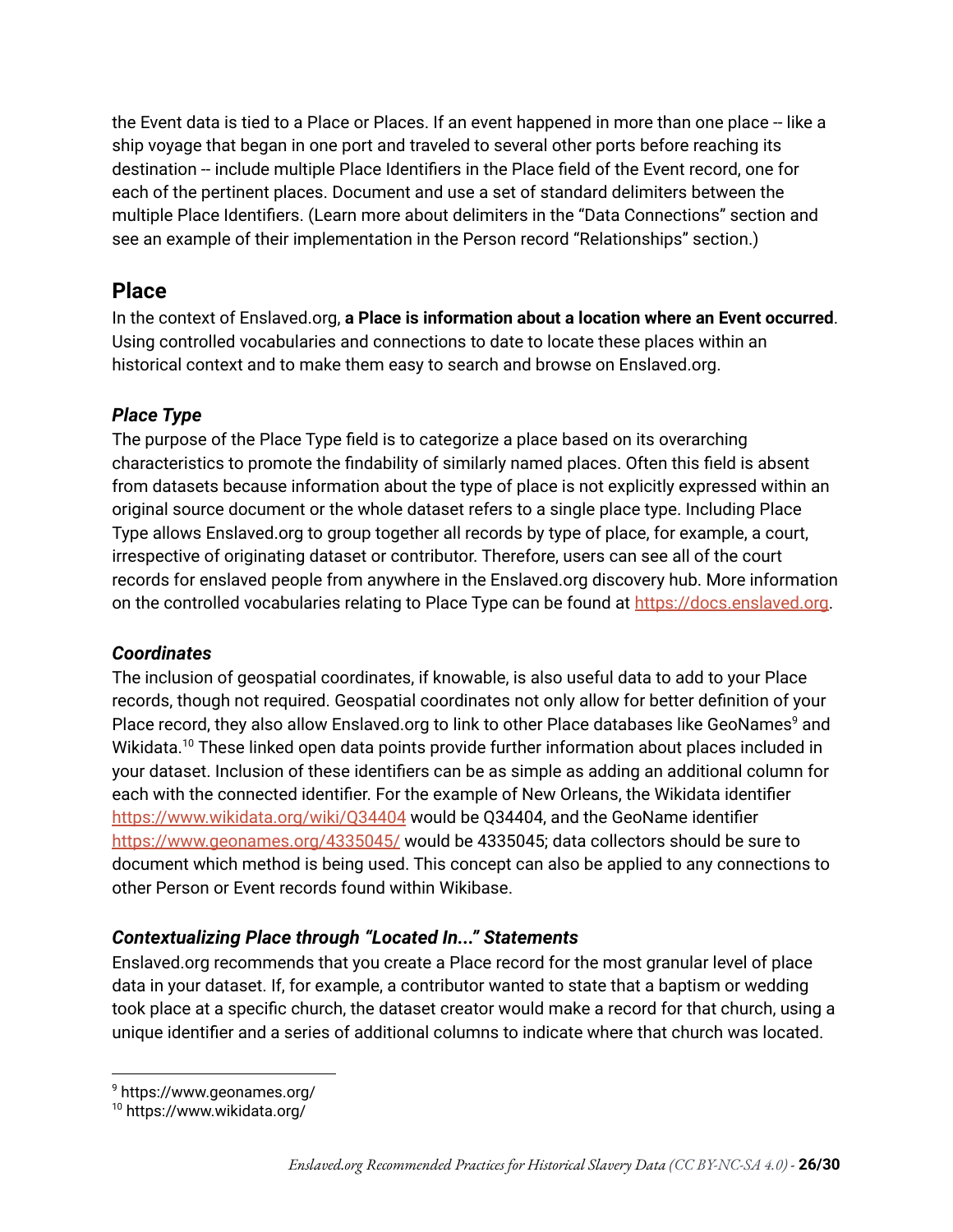the Event data is tied to a Place or Places. If an event happened in more than one place -- like a ship voyage that began in one port and traveled to several other ports before reaching its destination -- include multiple Place Identifiers in the Place field of the Event record, one for each of the pertinent places. Document and use a set of standard delimiters between the multiple Place Identifiers. (Learn more about delimiters in the "Data Connections" section and see an example of their implementation in the Person record "Relationships" section.)

## Place

In the context of Enslaved.org, **a Place is information about a location where an Event occurred**. Using controlled vocabularies and connections to date to locate these places within an historical context and to make them easy to search and browse on Enslaved.org.

### *Place Type*

The purpose of the Place Type field is to categorize a place based on its overarching characteristics to promote the findability of similarly named places. Often this field is absent from datasets because information about the type of place is not explicitly expressed within an original source document or the whole dataset refers to a single place type. Including Place Type allows Enslaved.org to group together all records by type of place, for example, a court, irrespective of originating dataset or contributor. Therefore, users can see all of the court records for enslaved people from anywhere in the Enslaved.org discovery hub. More information on the controlled vocabularies relating to Place Type can be found at https://docs.enslaved.org.

### *Coordinates*

The inclusion of geospatial coordinates, if knowable, is also useful data to add to your Place records, though not required. Geospatial coordinates not only allow for better definition of your Place record, they also allow Enslaved.org to link to other Place databases like GeoNames[9] and Wikidata.[10] These linked open data points provide further information about places included in your dataset. Inclusion of these identifiers can be as simple as adding an additional column for each with the connected identifier. For the example of New Orleans, the Wikidata identifier https://www.wikidata.org/wiki/Q34404 would be Q34404, and the GeoName identifier https://www.geonames.org/4335045/ would be 4335045; data collectors should be sure to document which method is being used. This concept can also be applied to any connections to other Person or Event records found within Wikibase.

### *Contextualizing Place through "Located In..." Statements*

Enslaved.org recommends that you create a Place record for the most granular level of place data in your dataset. If, for example, a contributor wanted to state that a baptism or wedding took place at a specific church, the dataset creator would make a record for that church, using a unique identifier and a series of additional columns to indicate where that church was located.

---

[9] https://www.geonames.org/

[10] https://www.wikidata.org/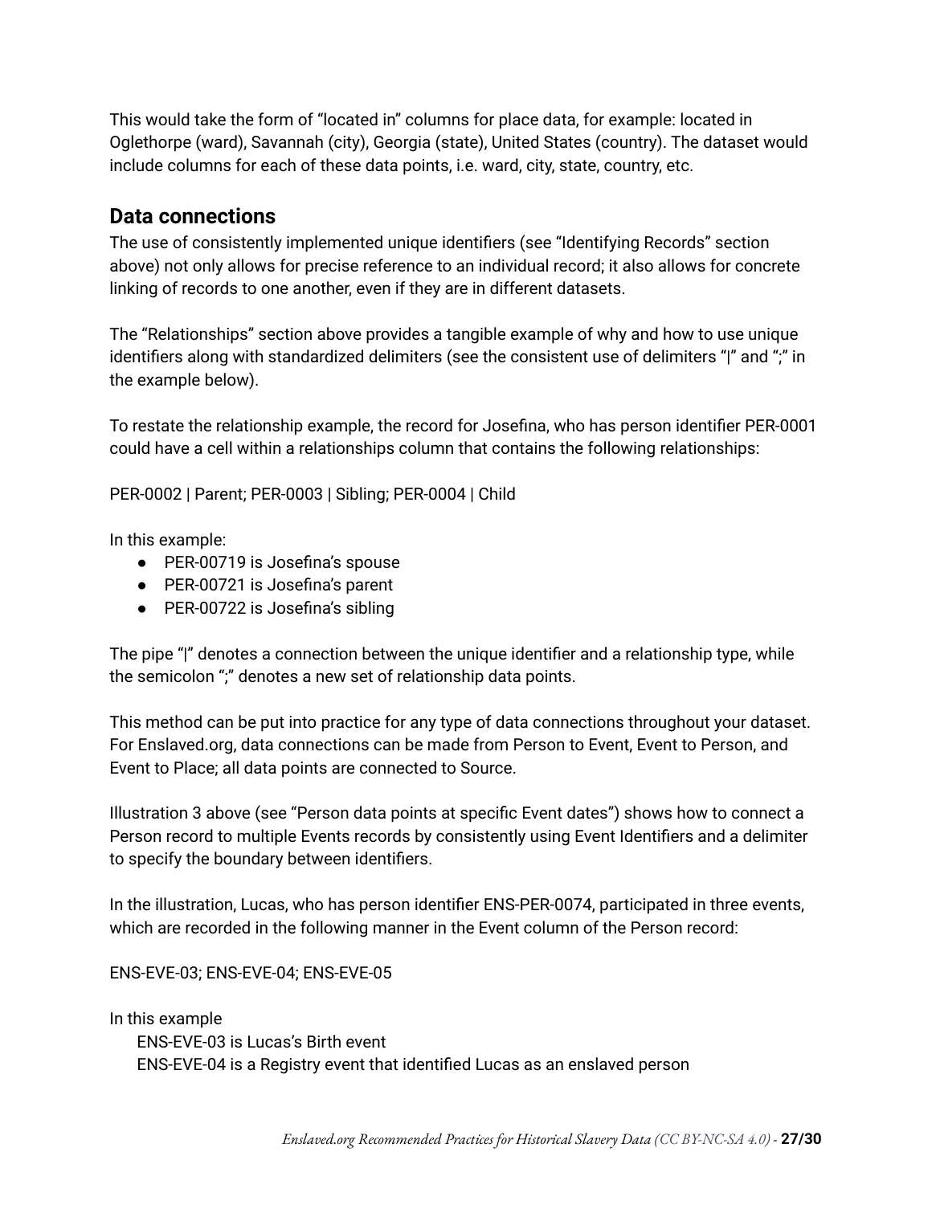This would take the form of “located in” columns for place data, for example: located in Oglethorpe (ward), Savannah (city), Georgia (state), United States (country). The dataset would include columns for each of these data points, i.e. ward, city, state, country, etc.

## Data connections

The use of consistently implemented unique identifiers (see “Identifying Records” section above) not only allows for precise reference to an individual record; it also allows for concrete linking of records to one another, even if they are in different datasets.

The “Relationships” section above provides a tangible example of why and how to use unique identifiers along with standardized delimiters (see the consistent use of delimiters “|” and “;” in the example below).

To restate the relationship example, the record for Josefina, who has person identifier PER-0001 could have a cell within a relationships column that contains the following relationships:

PER-0002 | Parent; PER-0003 | Sibling; PER-0004 | Child

In this example:

- PER-00719 is Josefina’s spouse
- PER-00721 is Josefina’s parent
- PER-00722 is Josefina’s sibling

The pipe “|” denotes a connection between the unique identifier and a relationship type, while the semicolon “;” denotes a new set of relationship data points.

This method can be put into practice for any type of data connections throughout your dataset. For Enslaved.org, data connections can be made from Person to Event, Event to Person, and Event to Place; all data points are connected to Source.

Illustration 3 above (see “Person data points at specific Event dates”) shows how to connect a Person record to multiple Events records by consistently using Event Identifiers and a delimiter to specify the boundary between identifiers.

In the illustration, Lucas, who has person identifier ENS-PER-0074, participated in three events, which are recorded in the following manner in the Event column of the Person record:

ENS-EVE-03; ENS-EVE-04; ENS-EVE-05

In this example

ENS-EVE-03 is Lucas’s Birth event

ENS-EVE-04 is a Registry event that identified Lucas as an enslaved person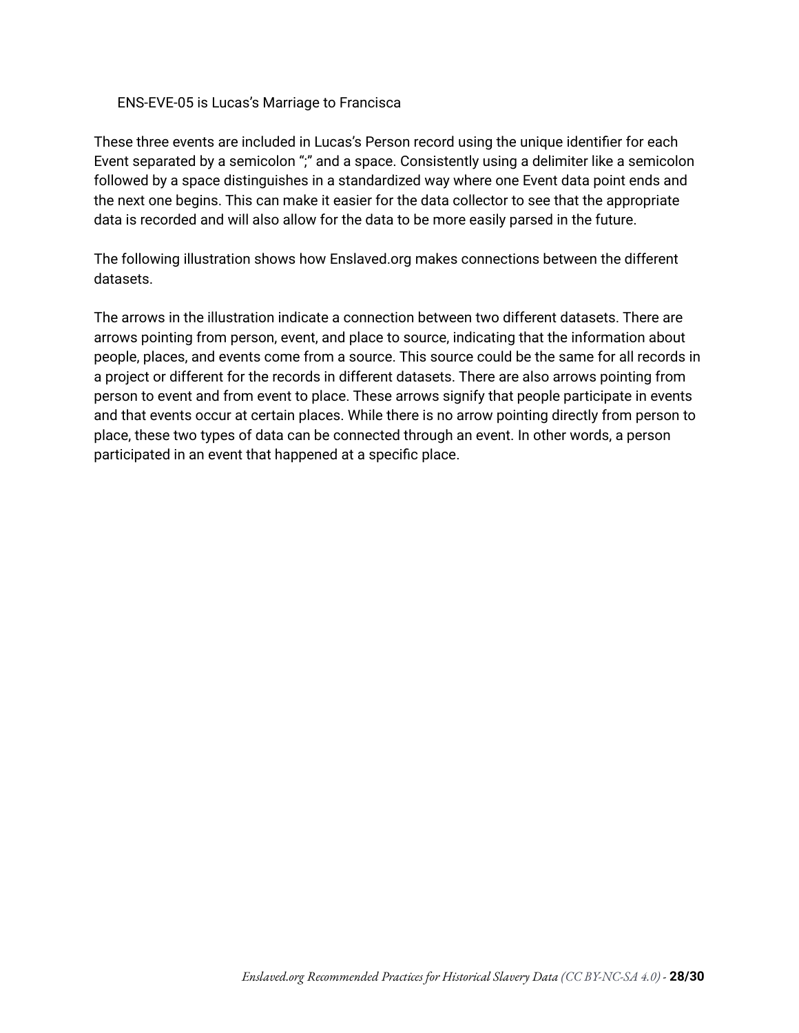ENS-EVE-05 is Lucas's Marriage to Francisca

These three events are included in Lucas's Person record using the unique identifier for each Event separated by a semicolon ";" and a space. Consistently using a delimiter like a semicolon followed by a space distinguishes in a standardized way where one Event data point ends and the next one begins. This can make it easier for the data collector to see that the appropriate data is recorded and will also allow for the data to be more easily parsed in the future.

The following illustration shows how Enslaved.org makes connections between the different datasets.

The arrows in the illustration indicate a connection between two different datasets. There are arrows pointing from person, event, and place to source, indicating that the information about people, places, and events come from a source. This source could be the same for all records in a project or different for the records in different datasets. There are also arrows pointing from person to event and from event to place. These arrows signify that people participate in events and that events occur at certain places. While there is no arrow pointing directly from person to place, these two types of data can be connected through an event. In other words, a person participated in an event that happened at a specific place.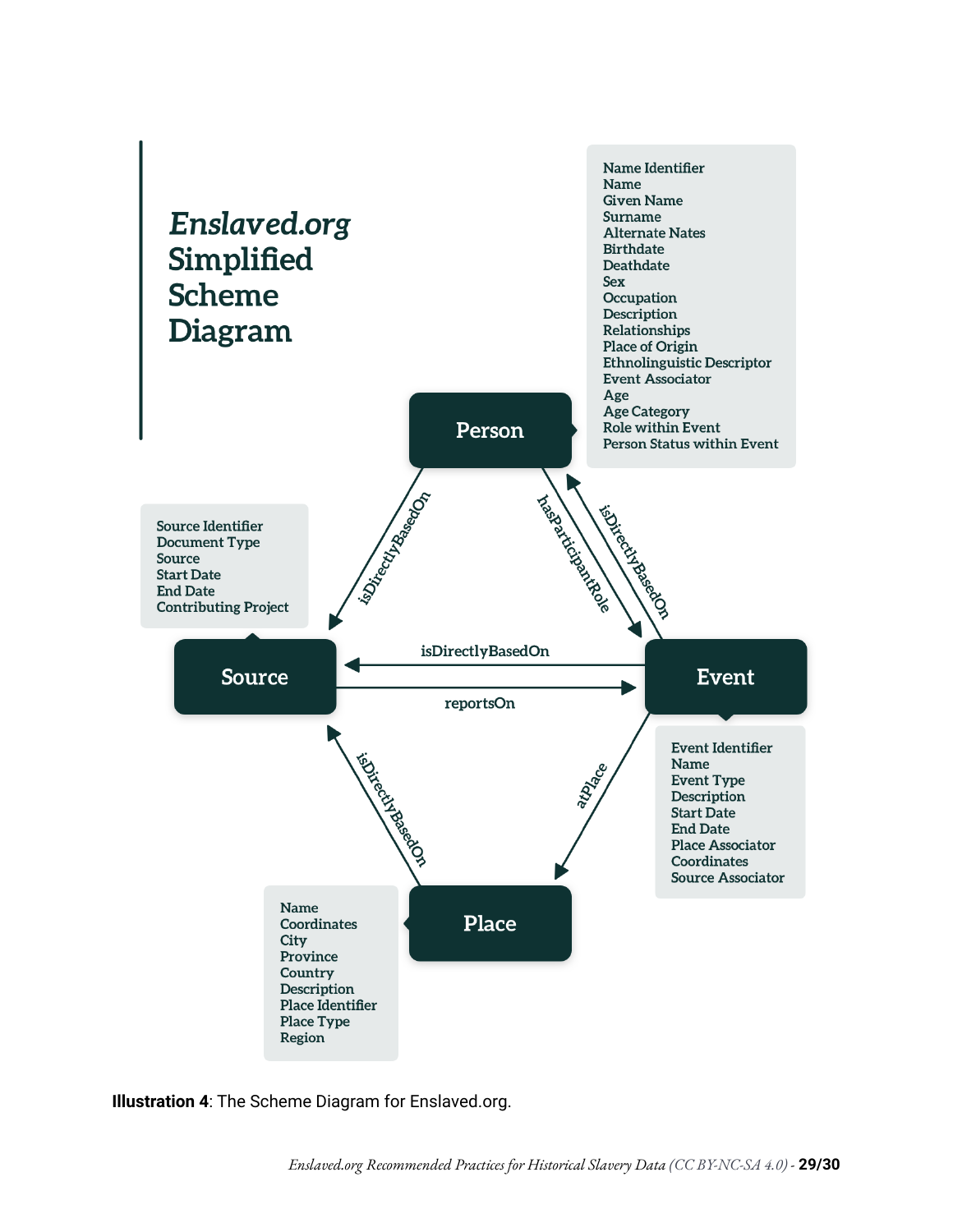# *Enslaved.org* Simplified Scheme Diagram

**Person**

- Name Identifier
- Name
- Given Name
- Surname
- Alternate Nates
- Birthdate
- Deathdate
- Sex
- Occupation
- Description
- Relationships
- Place of Origin
- Ethnolinguistic Descriptor
- Event Associator
- Age
- Age Category
- Role within Event
- Person Status within Event

**Source**

- Source Identifier
- Document Type
- Source
- Start Date
- End Date
- Contributing Project

**Event**

- Event Identifier
- Name
- Event Type
- Description
- Start Date
- End Date
- Place Associator
- Coordinates
- Source Associator

**Place**

- Name
- Coordinates
- City
- Province
- Country
- Description
- Place Identifier
- Place Type
- Region

**Relationships**

- Person → Source: isDirectlyBasedOn
- Person → Event: hasParticipantRole
- Event → Person: isDirectlyBasedOn
- Event → Source: isDirectlyBasedOn
- Source → Event: reportsOn
- Event → Place: atPlace
- Place → Source: isDirectlyBasedOn

**Illustration 4**: The Scheme Diagram for Enslaved.org.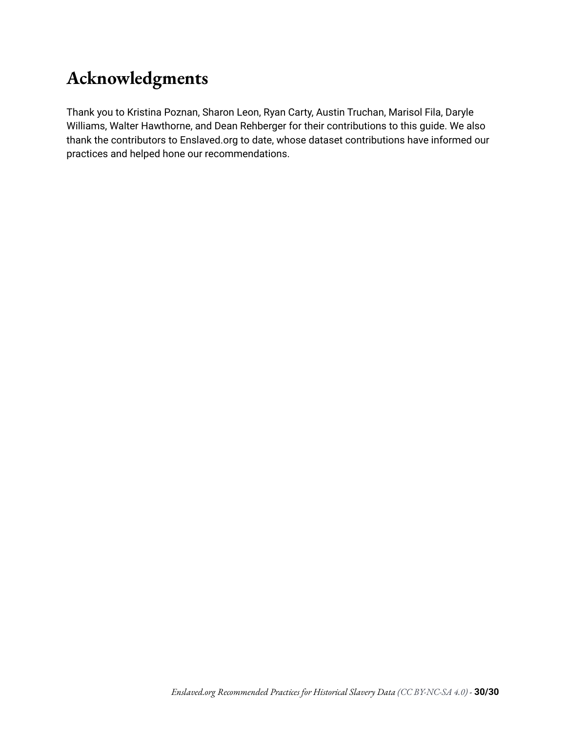# Acknowledgments

Thank you to Kristina Poznan, Sharon Leon, Ryan Carty, Austin Truchan, Marisol Fila, Daryle Williams, Walter Hawthorne, and Dean Rehberger for their contributions to this guide. We also thank the contributors to Enslaved.org to date, whose dataset contributions have informed our practices and helped hone our recommendations.